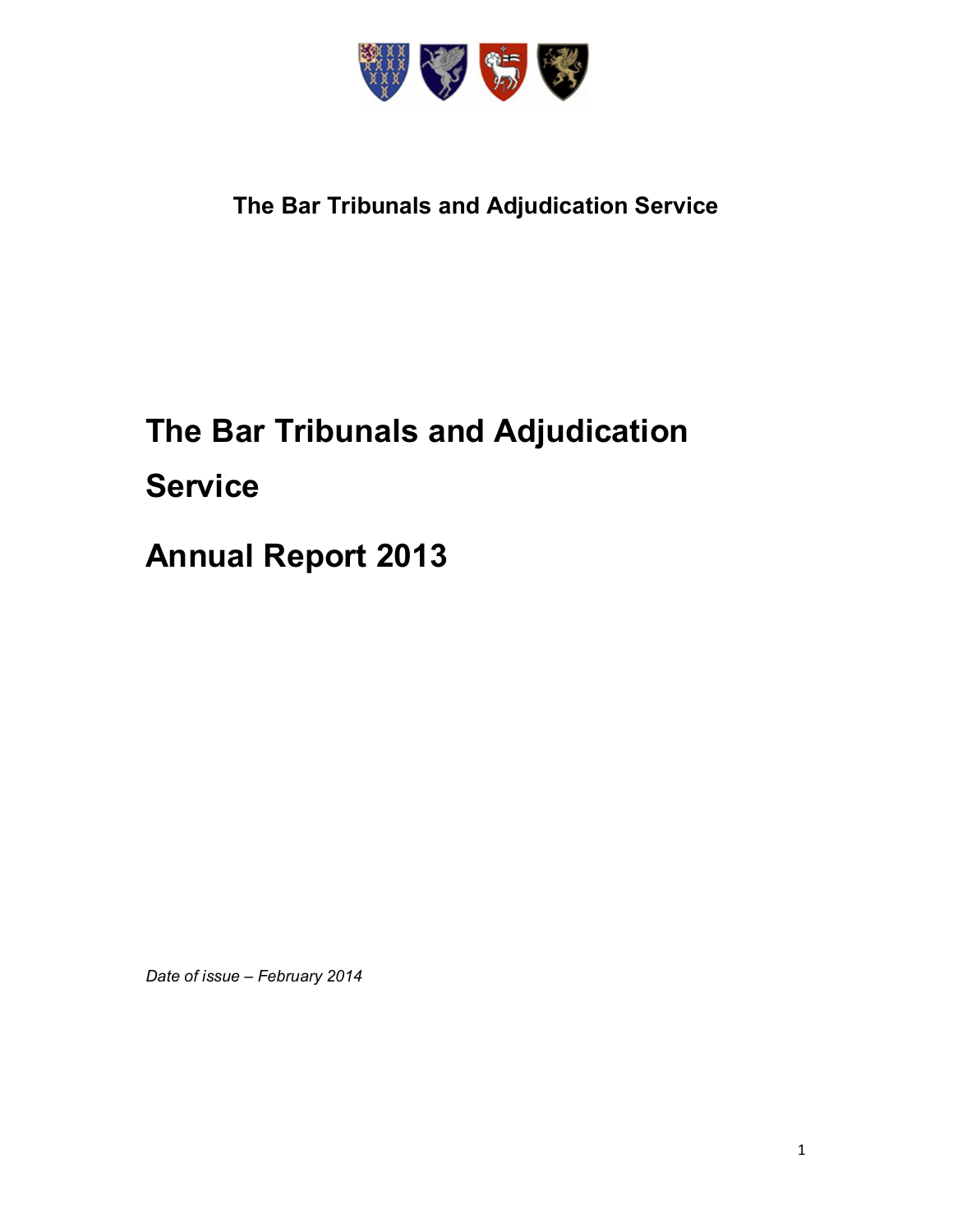**The Bar Tribunals and Adjudication Service**

# The Bar Tribunals and Adjudication Service

# Annual Report 2013

*Date of issue – February 2014*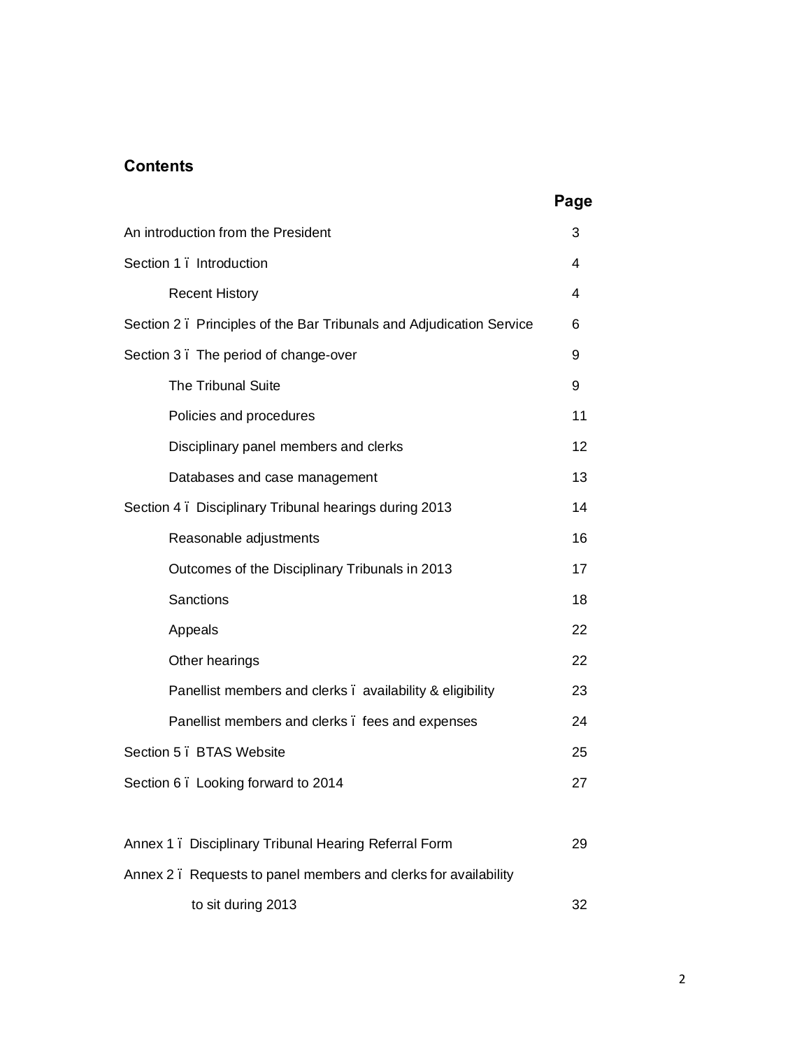## Contents

| | Page |
|---|---|
| An introduction from the President | 3 |
| Section 1 ï Introduction | 4 |
| Recent History | 4 |
| Section 2 ï Principles of the Bar Tribunals and Adjudication Service | 6 |
| Section 3 ï The period of change-over | 9 |
| The Tribunal Suite | 9 |
| Policies and procedures | 11 |
| Disciplinary panel members and clerks | 12 |
| Databases and case management | 13 |
| Section 4 ï Disciplinary Tribunal hearings during 2013 | 14 |
| Reasonable adjustments | 16 |
| Outcomes of the Disciplinary Tribunals in 2013 | 17 |
| Sanctions | 18 |
| Appeals | 22 |
| Other hearings | 22 |
| Panellist members and clerks ï availability & eligibility | 23 |
| Panellist members and clerks ï fees and expenses | 24 |
| Section 5 ï BTAS Website | 25 |
| Section 6 ï Looking forward to 2014 | 27 |
| Annex 1 ï Disciplinary Tribunal Hearing Referral Form | 29 |
| Annex 2 ï Requests to panel members and clerks for availability to sit during 2013 | 32 |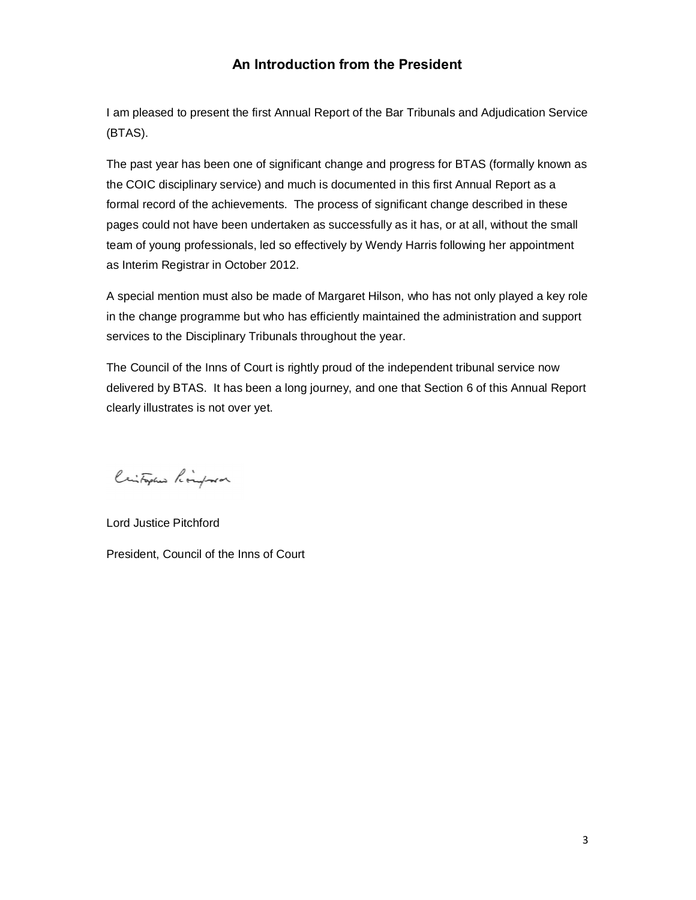## An Introduction from the President

I am pleased to present the first Annual Report of the Bar Tribunals and Adjudication Service (BTAS).

The past year has been one of significant change and progress for BTAS (formally known as the COIC disciplinary service) and much is documented in this first Annual Report as a formal record of the achievements. The process of significant change described in these pages could not have been undertaken as successfully as it has, or at all, without the small team of young professionals, led so effectively by Wendy Harris following her appointment as Interim Registrar in October 2012.

A special mention must also be made of Margaret Hilson, who has not only played a key role in the change programme but who has efficiently maintained the administration and support services to the Disciplinary Tribunals throughout the year.

The Council of the Inns of Court is rightly proud of the independent tribunal service now delivered by BTAS. It has been a long journey, and one that Section 6 of this Annual Report clearly illustrates is not over yet.

Lord Justice Pitchford

President, Council of the Inns of Court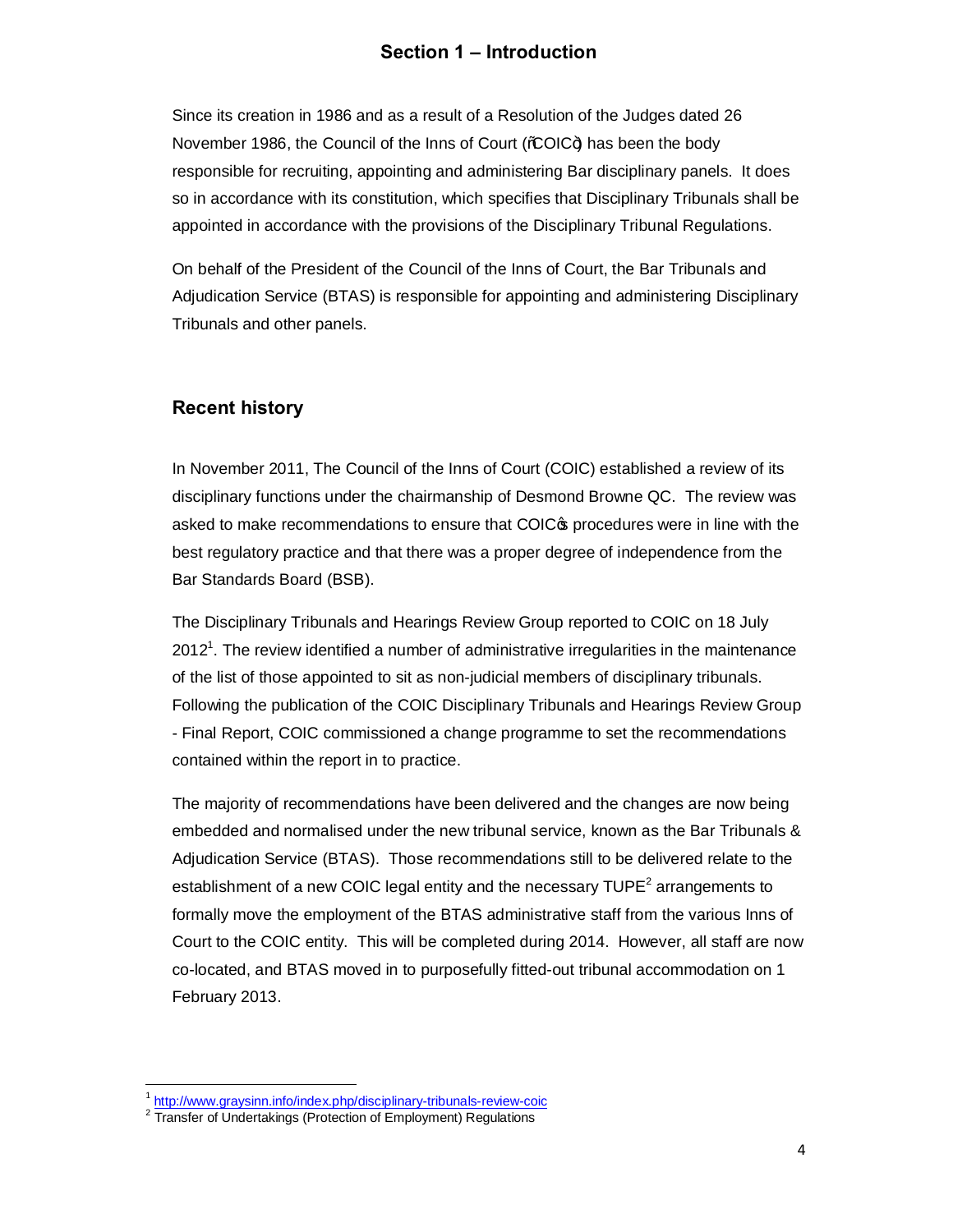## Section 1 – Introduction

Since its creation in 1986 and as a result of a Resolution of the Judges dated 26 November 1986, the Council of the Inns of Court ("COIC") has been the body responsible for recruiting, appointing and administering Bar disciplinary panels. It does so in accordance with its constitution, which specifies that Disciplinary Tribunals shall be appointed in accordance with the provisions of the Disciplinary Tribunal Regulations.

On behalf of the President of the Council of the Inns of Court, the Bar Tribunals and Adjudication Service (BTAS) is responsible for appointing and administering Disciplinary Tribunals and other panels.

### Recent history

In November 2011, The Council of the Inns of Court (COIC) established a review of its disciplinary functions under the chairmanship of Desmond Browne QC. The review was asked to make recommendations to ensure that COIC's procedures were in line with the best regulatory practice and that there was a proper degree of independence from the Bar Standards Board (BSB).

The Disciplinary Tribunals and Hearings Review Group reported to COIC on 18 July 2012[1]. The review identified a number of administrative irregularities in the maintenance of the list of those appointed to sit as non-judicial members of disciplinary tribunals. Following the publication of the COIC Disciplinary Tribunals and Hearings Review Group - Final Report, COIC commissioned a change programme to set the recommendations contained within the report in to practice.

The majority of recommendations have been delivered and the changes are now being embedded and normalised under the new tribunal service, known as the Bar Tribunals & Adjudication Service (BTAS). Those recommendations still to be delivered relate to the establishment of a new COIC legal entity and the necessary TUPE[2] arrangements to formally move the employment of the BTAS administrative staff from the various Inns of Court to the COIC entity. This will be completed during 2014. However, all staff are now co-located, and BTAS moved in to purposefully fitted-out tribunal accommodation on 1 February 2013.

---

[1] http://www.graysinn.info/index.php/disciplinary-tribunals-review-coic

[2] Transfer of Undertakings (Protection of Employment) Regulations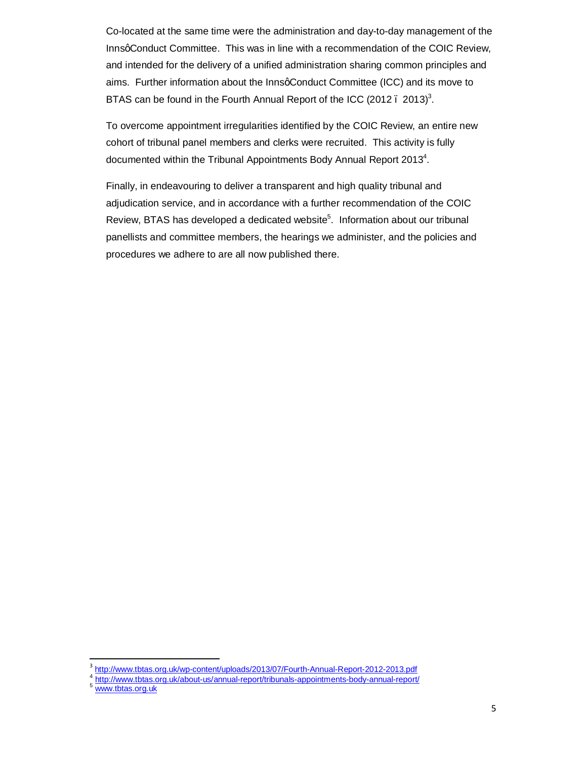Co-located at the same time were the administration and day-to-day management of the InnsôConduct Committee. This was in line with a recommendation of the COIC Review, and intended for the delivery of a unified administration sharing common principles and aims. Further information about the InnsôConduct Committee (ICC) and its move to BTAS can be found in the Fourth Annual Report of the ICC (2012 ó 2013)[3].

To overcome appointment irregularities identified by the COIC Review, an entire new cohort of tribunal panel members and clerks were recruited. This activity is fully documented within the Tribunal Appointments Body Annual Report 2013[4].

Finally, in endeavouring to deliver a transparent and high quality tribunal and adjudication service, and in accordance with a further recommendation of the COIC Review, BTAS has developed a dedicated website[5]. Information about our tribunal panellists and committee members, the hearings we administer, and the policies and procedures we adhere to are all now published there.

---

[3] http://www.tbtas.org.uk/wp-content/uploads/2013/07/Fourth-Annual-Report-2012-2013.pdf

[4] http://www.tbtas.org.uk/about-us/annual-report/tribunals-appointments-body-annual-report/

[5] www.tbtas.org.uk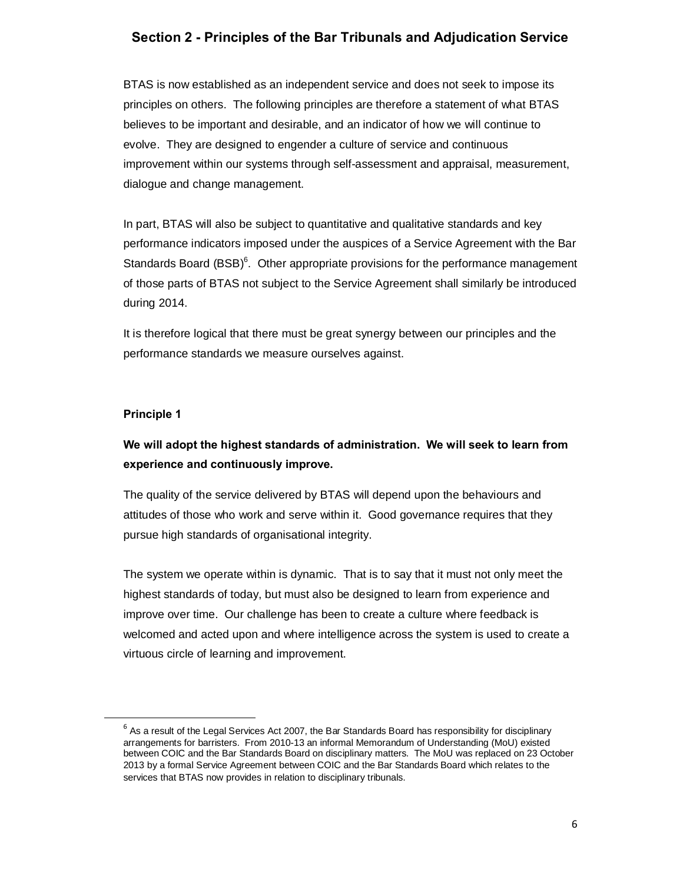## Section 2 - Principles of the Bar Tribunals and Adjudication Service

BTAS is now established as an independent service and does not seek to impose its principles on others. The following principles are therefore a statement of what BTAS believes to be important and desirable, and an indicator of how we will continue to evolve. They are designed to engender a culture of service and continuous improvement within our systems through self-assessment and appraisal, measurement, dialogue and change management.

In part, BTAS will also be subject to quantitative and qualitative standards and key performance indicators imposed under the auspices of a Service Agreement with the Bar Standards Board (BSB)[6]. Other appropriate provisions for the performance management of those parts of BTAS not subject to the Service Agreement shall similarly be introduced during 2014.

It is therefore logical that there must be great synergy between our principles and the performance standards we measure ourselves against.

**Principle 1**

**We will adopt the highest standards of administration. We will seek to learn from experience and continuously improve.**

The quality of the service delivered by BTAS will depend upon the behaviours and attitudes of those who work and serve within it. Good governance requires that they pursue high standards of organisational integrity.

The system we operate within is dynamic. That is to say that it must not only meet the highest standards of today, but must also be designed to learn from experience and improve over time. Our challenge has been to create a culture where feedback is welcomed and acted upon and where intelligence across the system is used to create a virtuous circle of learning and improvement.

---

[6] As a result of the Legal Services Act 2007, the Bar Standards Board has responsibility for disciplinary arrangements for barristers. From 2010-13 an informal Memorandum of Understanding (MoU) existed between COIC and the Bar Standards Board on disciplinary matters. The MoU was replaced on 23 October 2013 by a formal Service Agreement between COIC and the Bar Standards Board which relates to the services that BTAS now provides in relation to disciplinary tribunals.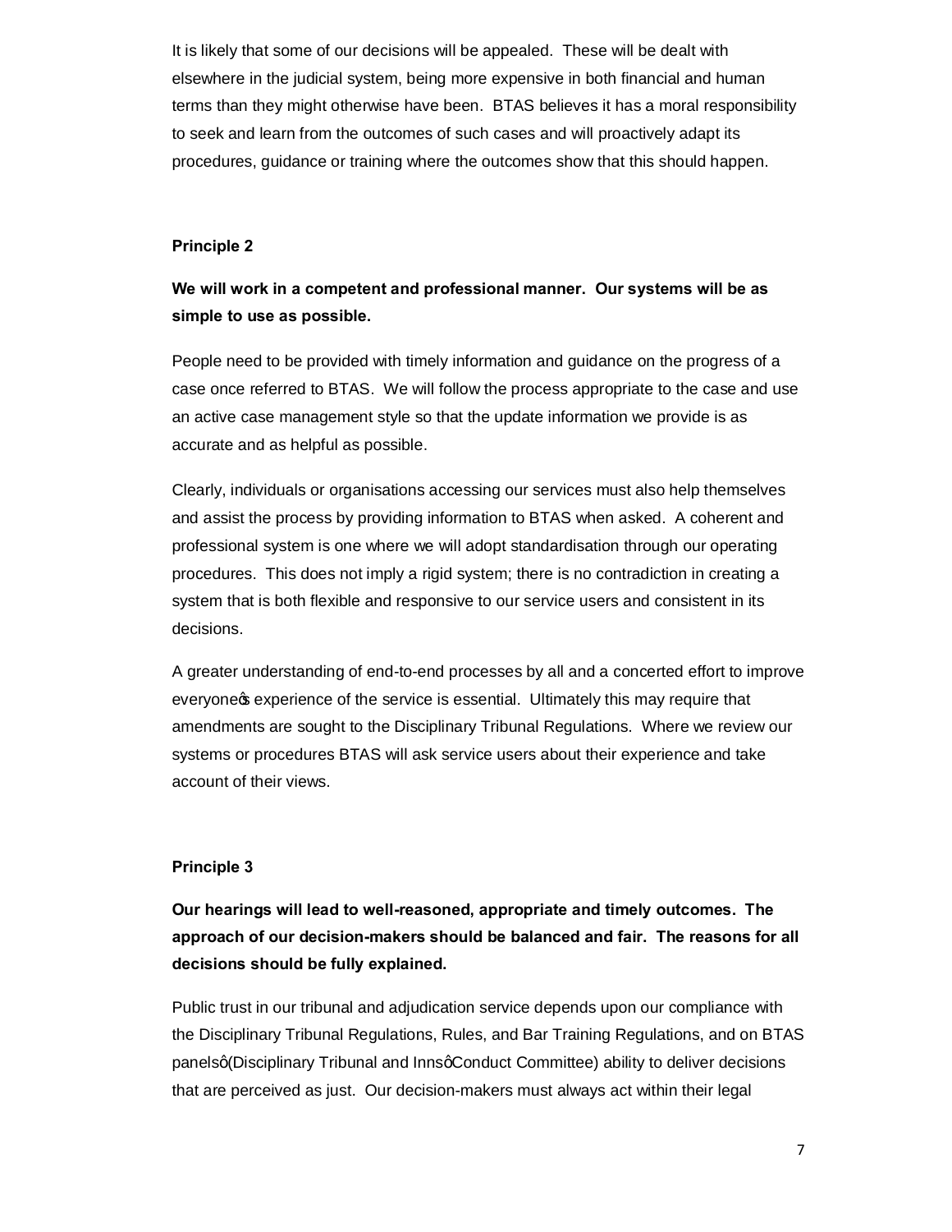It is likely that some of our decisions will be appealed. These will be dealt with elsewhere in the judicial system, being more expensive in both financial and human terms than they might otherwise have been. BTAS believes it has a moral responsibility to seek and learn from the outcomes of such cases and will proactively adapt its procedures, guidance or training where the outcomes show that this should happen.

**Principle 2**

**We will work in a competent and professional manner. Our systems will be as simple to use as possible.**

People need to be provided with timely information and guidance on the progress of a case once referred to BTAS. We will follow the process appropriate to the case and use an active case management style so that the update information we provide is as accurate and as helpful as possible.

Clearly, individuals or organisations accessing our services must also help themselves and assist the process by providing information to BTAS when asked. A coherent and professional system is one where we will adopt standardisation through our operating procedures. This does not imply a rigid system; there is no contradiction in creating a system that is both flexible and responsive to our service users and consistent in its decisions.

A greater understanding of end-to-end processes by all and a concerted effort to improve everyone's experience of the service is essential. Ultimately this may require that amendments are sought to the Disciplinary Tribunal Regulations. Where we review our systems or procedures BTAS will ask service users about their experience and take account of their views.

**Principle 3**

**Our hearings will lead to well-reasoned, appropriate and timely outcomes. The approach of our decision-makers should be balanced and fair. The reasons for all decisions should be fully explained.**

Public trust in our tribunal and adjudication service depends upon our compliance with the Disciplinary Tribunal Regulations, Rules, and Bar Training Regulations, and on BTAS panels' (Disciplinary Tribunal and Inns' Conduct Committee) ability to deliver decisions that are perceived as just. Our decision-makers must always act within their legal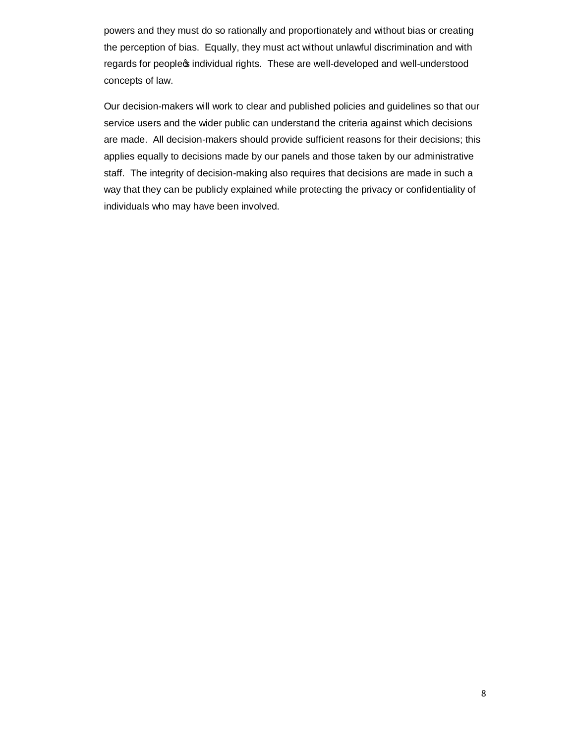powers and they must do so rationally and proportionately and without bias or creating the perception of bias. Equally, they must act without unlawful discrimination and with regards for people's individual rights. These are well-developed and well-understood concepts of law.

Our decision-makers will work to clear and published policies and guidelines so that our service users and the wider public can understand the criteria against which decisions are made. All decision-makers should provide sufficient reasons for their decisions; this applies equally to decisions made by our panels and those taken by our administrative staff. The integrity of decision-making also requires that decisions are made in such a way that they can be publicly explained while protecting the privacy or confidentiality of individuals who may have been involved.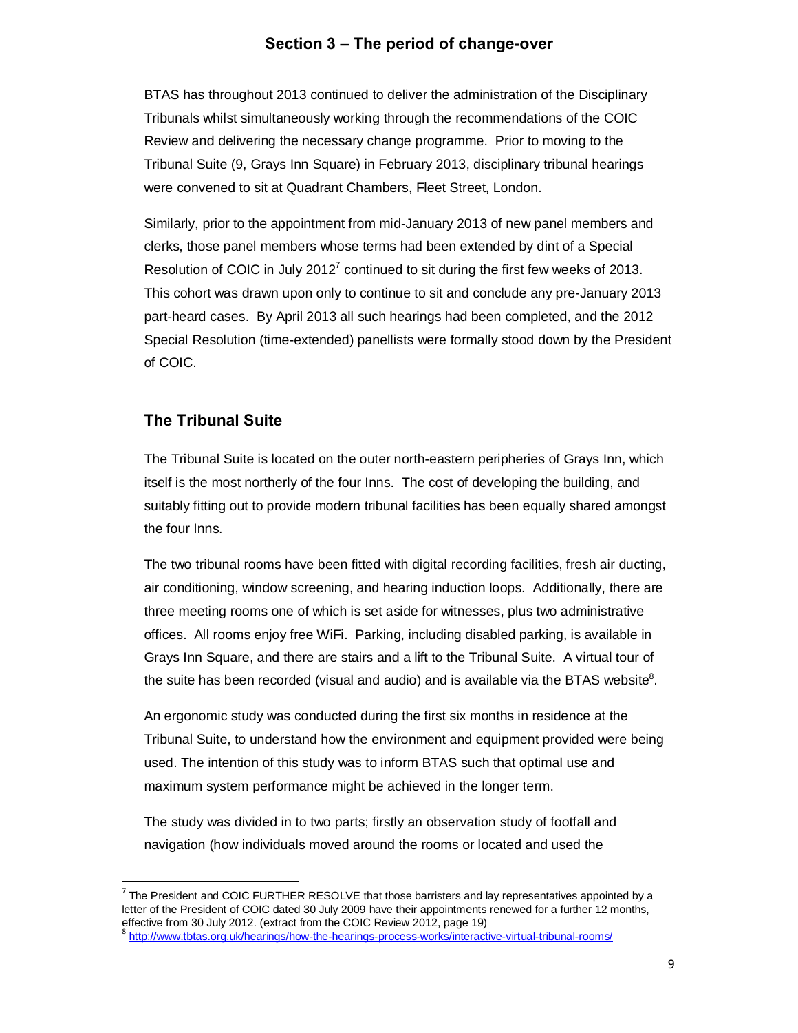## Section 3 – The period of change-over

BTAS has throughout 2013 continued to deliver the administration of the Disciplinary Tribunals whilst simultaneously working through the recommendations of the COIC Review and delivering the necessary change programme. Prior to moving to the Tribunal Suite (9, Grays Inn Square) in February 2013, disciplinary tribunal hearings were convened to sit at Quadrant Chambers, Fleet Street, London.

Similarly, prior to the appointment from mid-January 2013 of new panel members and clerks, those panel members whose terms had been extended by dint of a Special Resolution of COIC in July 2012[7] continued to sit during the first few weeks of 2013. This cohort was drawn upon only to continue to sit and conclude any pre-January 2013 part-heard cases. By April 2013 all such hearings had been completed, and the 2012 Special Resolution (time-extended) panellists were formally stood down by the President of COIC.

### The Tribunal Suite

The Tribunal Suite is located on the outer north-eastern peripheries of Grays Inn, which itself is the most northerly of the four Inns. The cost of developing the building, and suitably fitting out to provide modern tribunal facilities has been equally shared amongst the four Inns.

The two tribunal rooms have been fitted with digital recording facilities, fresh air ducting, air conditioning, window screening, and hearing induction loops. Additionally, there are three meeting rooms one of which is set aside for witnesses, plus two administrative offices. All rooms enjoy free WiFi. Parking, including disabled parking, is available in Grays Inn Square, and there are stairs and a lift to the Tribunal Suite. A virtual tour of the suite has been recorded (visual and audio) and is available via the BTAS website[8].

An ergonomic study was conducted during the first six months in residence at the Tribunal Suite, to understand how the environment and equipment provided were being used. The intention of this study was to inform BTAS such that optimal use and maximum system performance might be achieved in the longer term.

The study was divided in to two parts; firstly an observation study of footfall and navigation (how individuals moved around the rooms or located and used the

---

[7] The President and COIC FURTHER RESOLVE that those barristers and lay representatives appointed by a letter of the President of COIC dated 30 July 2009 have their appointments renewed for a further 12 months, effective from 30 July 2012. (extract from the COIC Review 2012, page 19)

[8] http://www.tbtas.org.uk/hearings/how-the-hearings-process-works/interactive-virtual-tribunal-rooms/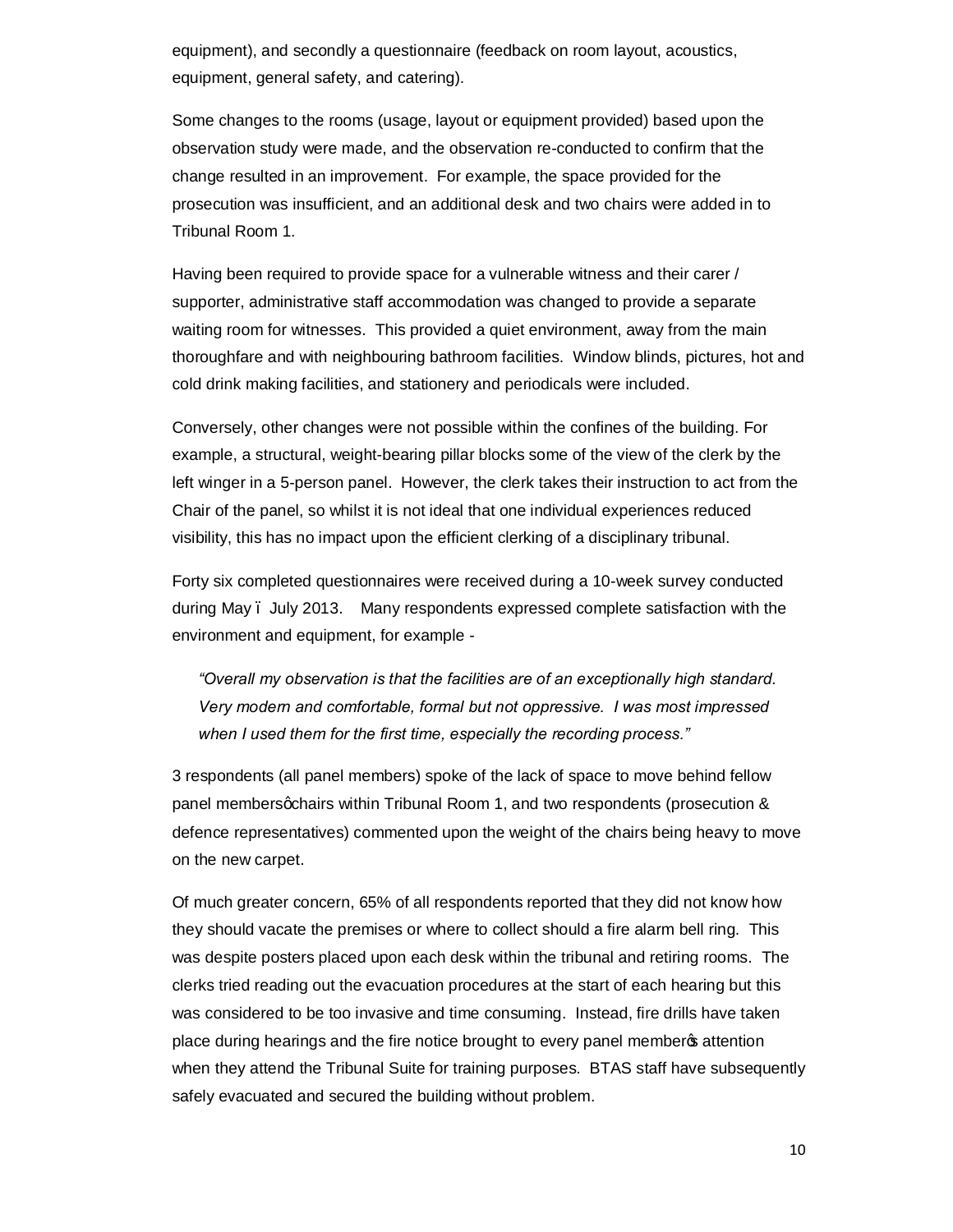equipment), and secondly a questionnaire (feedback on room layout, acoustics, equipment, general safety, and catering).

Some changes to the rooms (usage, layout or equipment provided) based upon the observation study were made, and the observation re-conducted to confirm that the change resulted in an improvement. For example, the space provided for the prosecution was insufficient, and an additional desk and two chairs were added in to Tribunal Room 1.

Having been required to provide space for a vulnerable witness and their carer / supporter, administrative staff accommodation was changed to provide a separate waiting room for witnesses. This provided a quiet environment, away from the main thoroughfare and with neighbouring bathroom facilities. Window blinds, pictures, hot and cold drink making facilities, and stationery and periodicals were included.

Conversely, other changes were not possible within the confines of the building. For example, a structural, weight-bearing pillar blocks some of the view of the clerk by the left winger in a 5-person panel. However, the clerk takes their instruction to act from the Chair of the panel, so whilst it is not ideal that one individual experiences reduced visibility, this has no impact upon the efficient clerking of a disciplinary tribunal.

Forty six completed questionnaires were received during a 10-week survey conducted during May – July 2013. Many respondents expressed complete satisfaction with the environment and equipment, for example -

> *"Overall my observation is that the facilities are of an exceptionally high standard. Very modern and comfortable, formal but not oppressive. I was most impressed when I used them for the first time, especially the recording process."*

3 respondents (all panel members) spoke of the lack of space to move behind fellow panel members' chairs within Tribunal Room 1, and two respondents (prosecution & defence representatives) commented upon the weight of the chairs being heavy to move on the new carpet.

Of much greater concern, 65% of all respondents reported that they did not know how they should vacate the premises or where to collect should a fire alarm bell ring. This was despite posters placed upon each desk within the tribunal and retiring rooms. The clerks tried reading out the evacuation procedures at the start of each hearing but this was considered to be too invasive and time consuming. Instead, fire drills have taken place during hearings and the fire notice brought to every panel member's attention when they attend the Tribunal Suite for training purposes. BTAS staff have subsequently safely evacuated and secured the building without problem.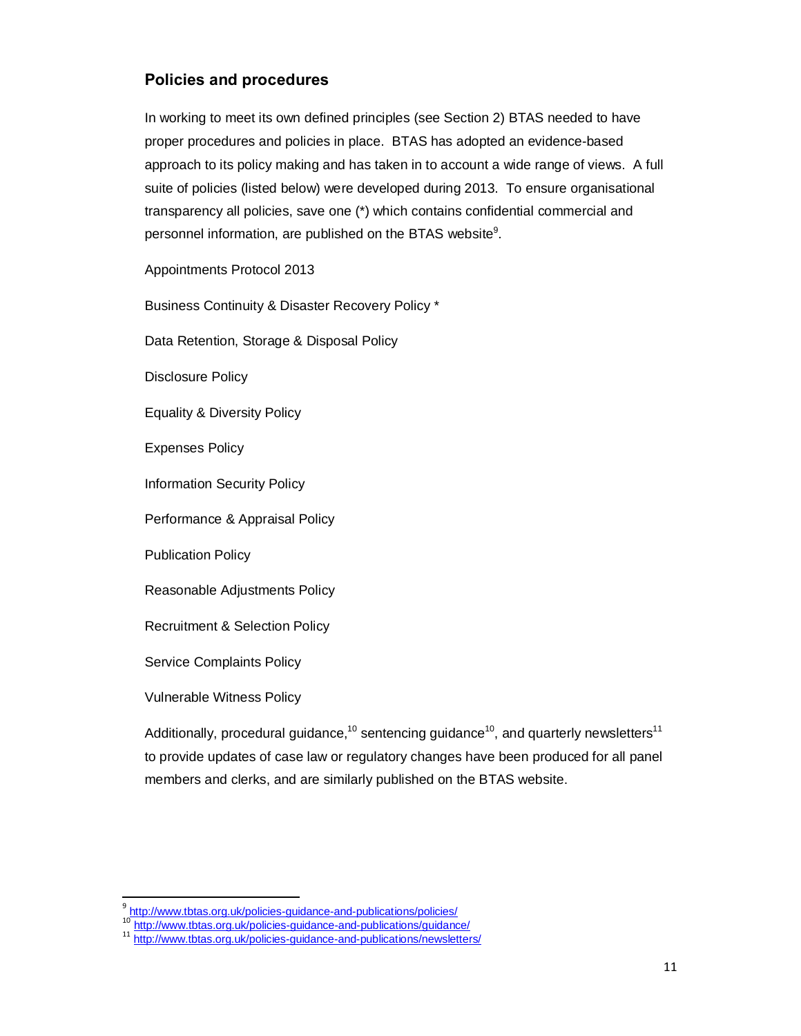## Policies and procedures

In working to meet its own defined principles (see Section 2) BTAS needed to have proper procedures and policies in place. BTAS has adopted an evidence-based approach to its policy making and has taken in to account a wide range of views. A full suite of policies (listed below) were developed during 2013. To ensure organisational transparency all policies, save one (*) which contains confidential commercial and personnel information, are published on the BTAS website[9].

Appointments Protocol 2013

Business Continuity & Disaster Recovery Policy *

Data Retention, Storage & Disposal Policy

Disclosure Policy

Equality & Diversity Policy

Expenses Policy

Information Security Policy

Performance & Appraisal Policy

Publication Policy

Reasonable Adjustments Policy

Recruitment & Selection Policy

Service Complaints Policy

Vulnerable Witness Policy

Additionally, procedural guidance,[10] sentencing guidance[10], and quarterly newsletters[11] to provide updates of case law or regulatory changes have been produced for all panel members and clerks, and are similarly published on the BTAS website.

---

[9] http://www.tbtas.org.uk/policies-guidance-and-publications/policies/

[10] http://www.tbtas.org.uk/policies-guidance-and-publications/guidance/

[11] http://www.tbtas.org.uk/policies-guidance-and-publications/newsletters/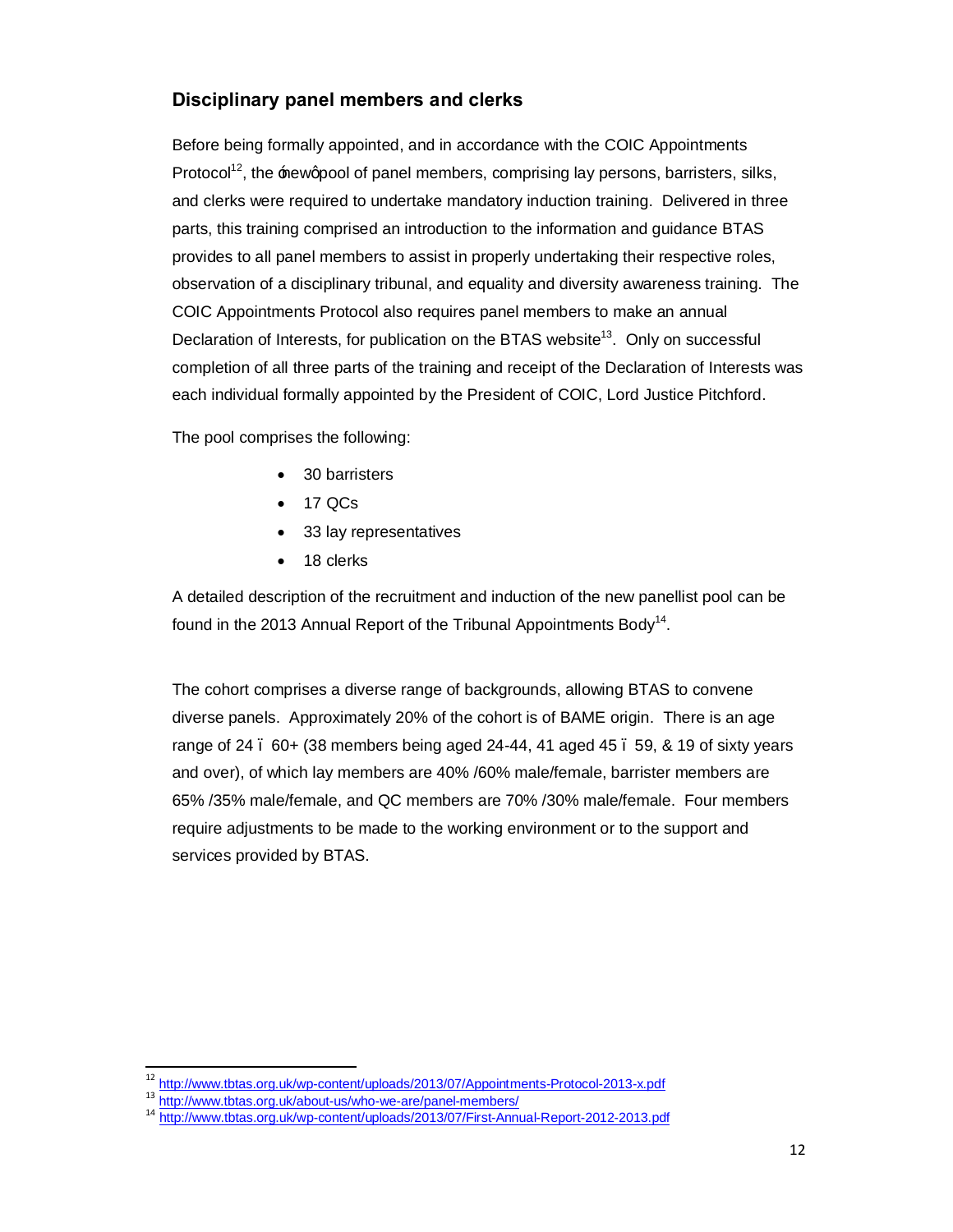## Disciplinary panel members and clerks

Before being formally appointed, and in accordance with the COIC Appointments Protocol[12], the 'new' pool of panel members, comprising lay persons, barristers, silks, and clerks were required to undertake mandatory induction training. Delivered in three parts, this training comprised an introduction to the information and guidance BTAS provides to all panel members to assist in properly undertaking their respective roles, observation of a disciplinary tribunal, and equality and diversity awareness training. The COIC Appointments Protocol also requires panel members to make an annual Declaration of Interests, for publication on the BTAS website[13]. Only on successful completion of all three parts of the training and receipt of the Declaration of Interests was each individual formally appointed by the President of COIC, Lord Justice Pitchford.

The pool comprises the following:

- 30 barristers
- 17 QCs
- 33 lay representatives
- 18 clerks

A detailed description of the recruitment and induction of the new panellist pool can be found in the 2013 Annual Report of the Tribunal Appointments Body[14].

The cohort comprises a diverse range of backgrounds, allowing BTAS to convene diverse panels. Approximately 20% of the cohort is of BAME origin. There is an age range of 24 – 60+ (38 members being aged 24-44, 41 aged 45 – 59, & 19 of sixty years and over), of which lay members are 40% /60% male/female, barrister members are 65% /35% male/female, and QC members are 70% /30% male/female. Four members require adjustments to be made to the working environment or to the support and services provided by BTAS.

---

[12] http://www.tbtas.org.uk/wp-content/uploads/2013/07/Appointments-Protocol-2013-x.pdf
[13] http://www.tbtas.org.uk/about-us/who-we-are/panel-members/
[14] http://www.tbtas.org.uk/wp-content/uploads/2013/07/First-Annual-Report-2012-2013.pdf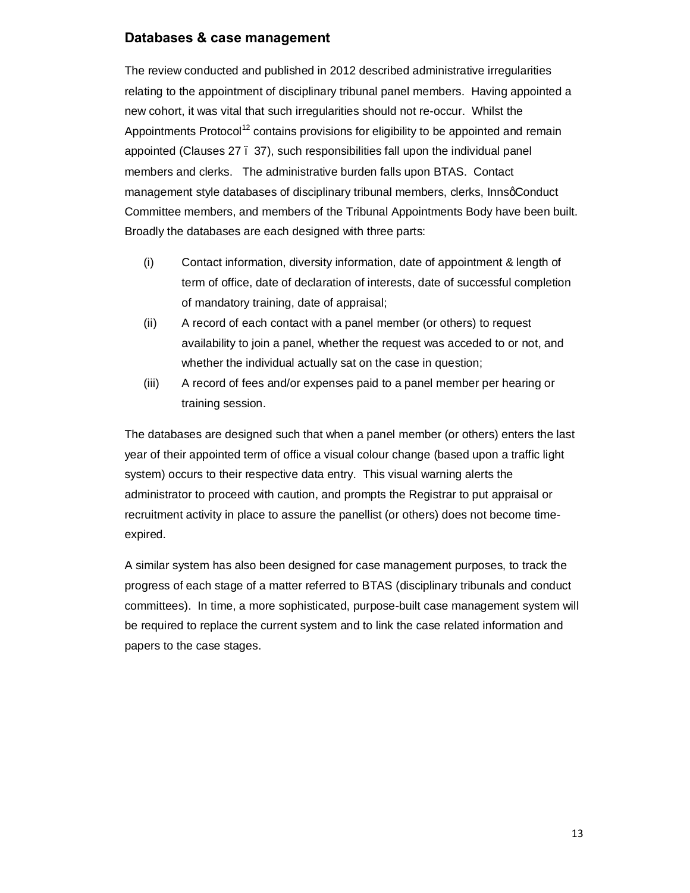## Databases & case management

The review conducted and published in 2012 described administrative irregularities relating to the appointment of disciplinary tribunal panel members. Having appointed a new cohort, it was vital that such irregularities should not re-occur. Whilst the Appointments Protocol[12] contains provisions for eligibility to be appointed and remain appointed (Clauses 27 – 37), such responsibilities fall upon the individual panel members and clerks. The administrative burden falls upon BTAS. Contact management style databases of disciplinary tribunal members, clerks, Inns' Conduct Committee members, and members of the Tribunal Appointments Body have been built. Broadly the databases are each designed with three parts:

(i) Contact information, diversity information, date of appointment & length of term of office, date of declaration of interests, date of successful completion of mandatory training, date of appraisal;

(ii) A record of each contact with a panel member (or others) to request availability to join a panel, whether the request was acceded to or not, and whether the individual actually sat on the case in question;

(iii) A record of fees and/or expenses paid to a panel member per hearing or training session.

The databases are designed such that when a panel member (or others) enters the last year of their appointed term of office a visual colour change (based upon a traffic light system) occurs to their respective data entry. This visual warning alerts the administrator to proceed with caution, and prompts the Registrar to put appraisal or recruitment activity in place to assure the panellist (or others) does not become time-expired.

A similar system has also been designed for case management purposes, to track the progress of each stage of a matter referred to BTAS (disciplinary tribunals and conduct committees). In time, a more sophisticated, purpose-built case management system will be required to replace the current system and to link the case related information and papers to the case stages.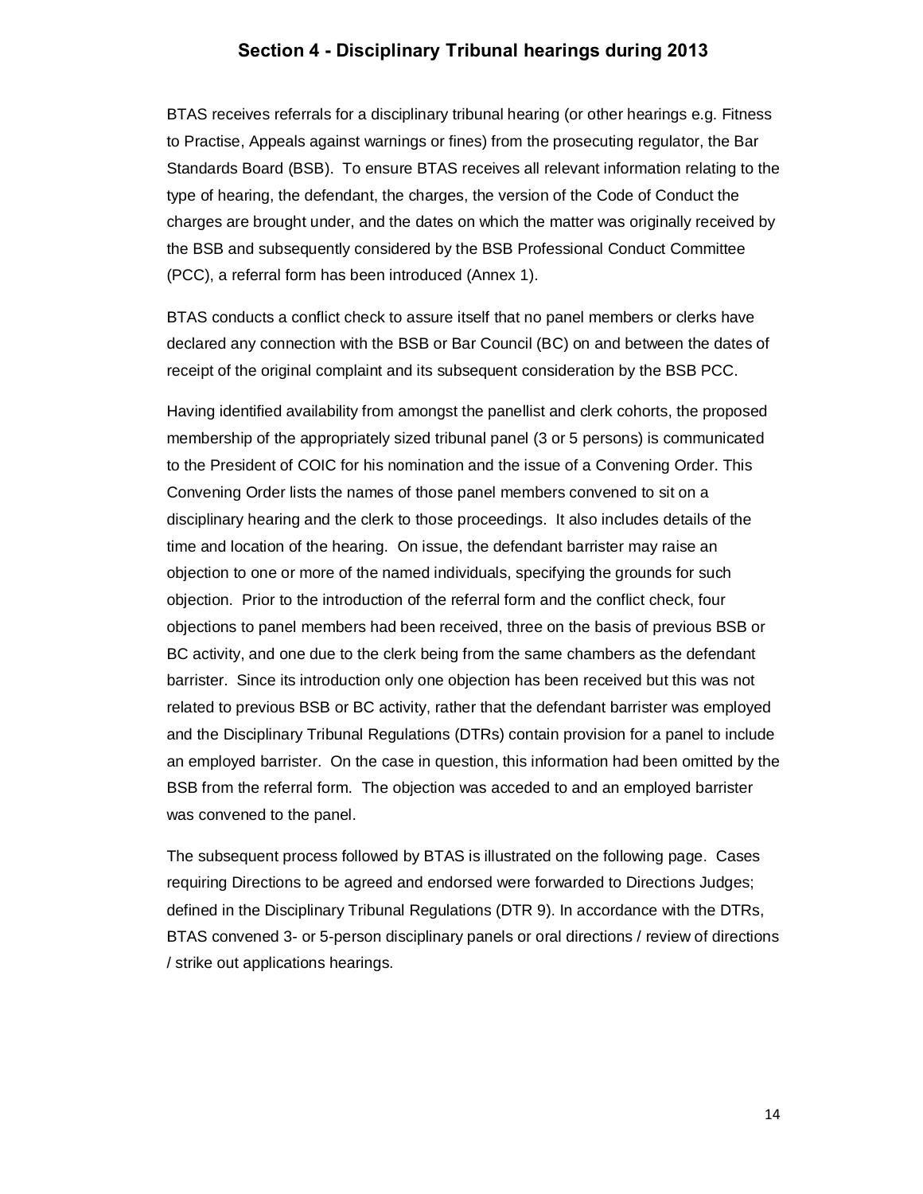## Section 4 - Disciplinary Tribunal hearings during 2013

BTAS receives referrals for a disciplinary tribunal hearing (or other hearings e.g. Fitness to Practise, Appeals against warnings or fines) from the prosecuting regulator, the Bar Standards Board (BSB). To ensure BTAS receives all relevant information relating to the type of hearing, the defendant, the charges, the version of the Code of Conduct the charges are brought under, and the dates on which the matter was originally received by the BSB and subsequently considered by the BSB Professional Conduct Committee (PCC), a referral form has been introduced (Annex 1).

BTAS conducts a conflict check to assure itself that no panel members or clerks have declared any connection with the BSB or Bar Council (BC) on and between the dates of receipt of the original complaint and its subsequent consideration by the BSB PCC.

Having identified availability from amongst the panellist and clerk cohorts, the proposed membership of the appropriately sized tribunal panel (3 or 5 persons) is communicated to the President of COIC for his nomination and the issue of a Convening Order. This Convening Order lists the names of those panel members convened to sit on a disciplinary hearing and the clerk to those proceedings. It also includes details of the time and location of the hearing. On issue, the defendant barrister may raise an objection to one or more of the named individuals, specifying the grounds for such objection. Prior to the introduction of the referral form and the conflict check, four objections to panel members had been received, three on the basis of previous BSB or BC activity, and one due to the clerk being from the same chambers as the defendant barrister. Since its introduction only one objection has been received but this was not related to previous BSB or BC activity, rather that the defendant barrister was employed and the Disciplinary Tribunal Regulations (DTRs) contain provision for a panel to include an employed barrister. On the case in question, this information had been omitted by the BSB from the referral form. The objection was acceded to and an employed barrister was convened to the panel.

The subsequent process followed by BTAS is illustrated on the following page. Cases requiring Directions to be agreed and endorsed were forwarded to Directions Judges; defined in the Disciplinary Tribunal Regulations (DTR 9). In accordance with the DTRs, BTAS convened 3- or 5-person disciplinary panels or oral directions / review of directions / strike out applications hearings.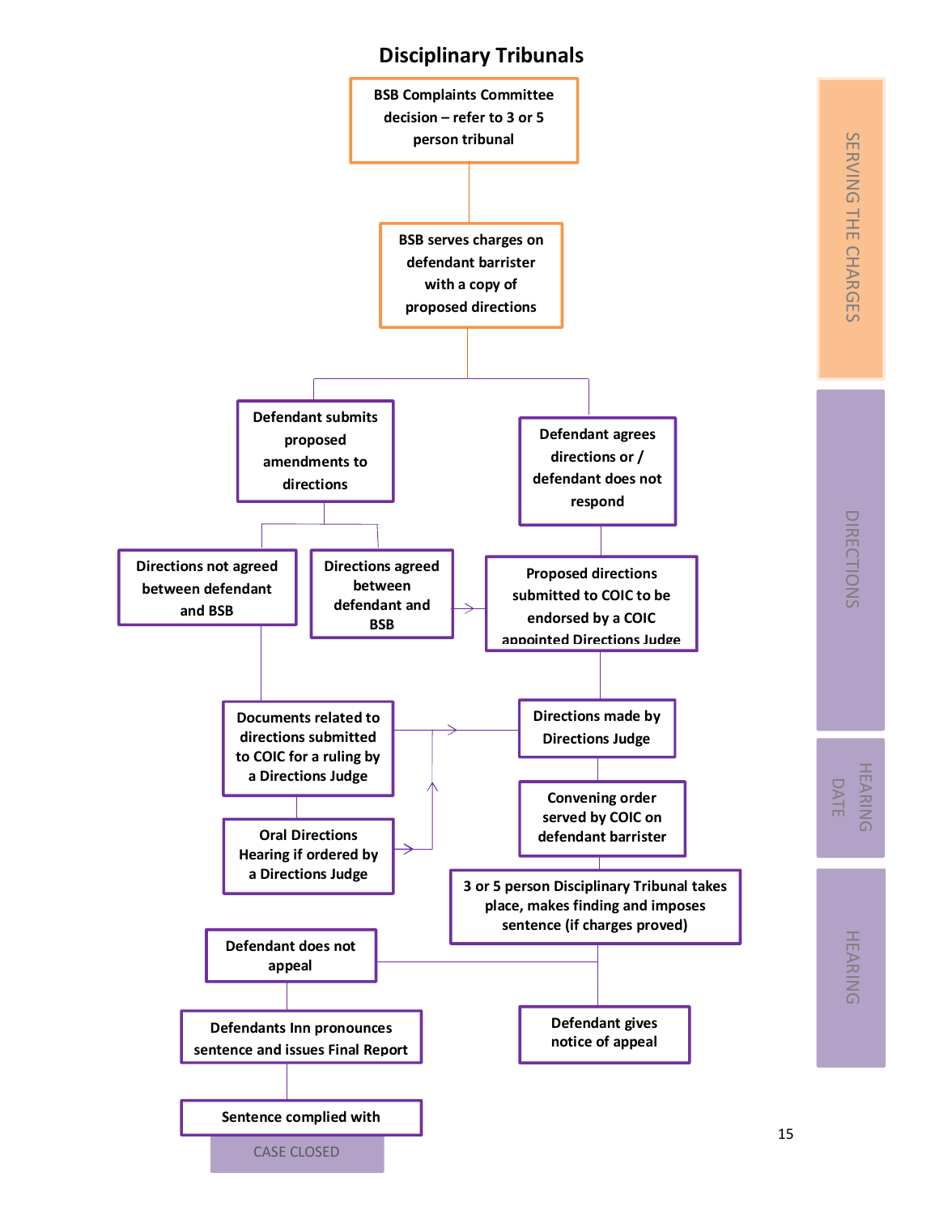# Disciplinary Tribunals

**SERVING THE CHARGES**

- **BSB Complaints Committee decision – refer to 3 or 5 person tribunal**
- **BSB serves charges on defendant barrister with a copy of proposed directions**

**DIRECTIONS**

- **Defendant submits proposed amendments to directions**
  - **Directions not agreed between defendant and BSB**
    - **Documents related to directions submitted to COIC for a ruling by a Directions Judge**
    - **Oral Directions Hearing if ordered by a Directions Judge**
  - **Directions agreed between defendant and BSB**
- **Defendant agrees directions / defendant does not respond**
  - **Proposed directions submitted to COIC to be endorsed by a COIC appointed Directions Judge**
- **Directions made by Directions Judge**

**HEARING DATE**

- **Convening order served by COIC on defendant barrister**

**HEARING**

- **3 or 5 person Disciplinary Tribunal takes place, makes finding and imposes sentence (if charges proved)**
  - **Defendant does not appeal**
    - **Defendants Inn pronounces sentence and issues Final Report**
    - **Sentence complied with**
    - CASE CLOSED
  - **Defendant gives notice of appeal**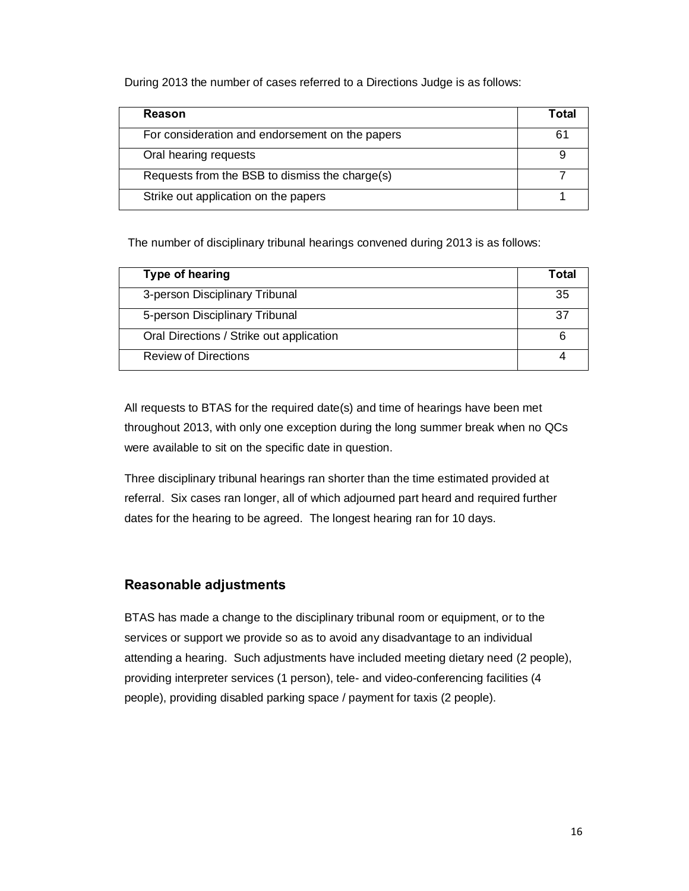During 2013 the number of cases referred to a Directions Judge is as follows:

| Reason | Total |
| --- | --- |
| For consideration and endorsement on the papers | 61 |
| Oral hearing requests | 9 |
| Requests from the BSB to dismiss the charge(s) | 7 |
| Strike out application on the papers | 1 |

The number of disciplinary tribunal hearings convened during 2013 is as follows:

| Type of hearing | Total |
| --- | --- |
| 3-person Disciplinary Tribunal | 35 |
| 5-person Disciplinary Tribunal | 37 |
| Oral Directions / Strike out application | 6 |
| Review of Directions | 4 |

All requests to BTAS for the required date(s) and time of hearings have been met throughout 2013, with only one exception during the long summer break when no QCs were available to sit on the specific date in question.

Three disciplinary tribunal hearings ran shorter than the time estimated provided at referral. Six cases ran longer, all of which adjourned part heard and required further dates for the hearing to be agreed. The longest hearing ran for 10 days.

## Reasonable adjustments

BTAS has made a change to the disciplinary tribunal room or equipment, or to the services or support we provide so as to avoid any disadvantage to an individual attending a hearing. Such adjustments have included meeting dietary need (2 people), providing interpreter services (1 person), tele- and video-conferencing facilities (4 people), providing disabled parking space / payment for taxis (2 people).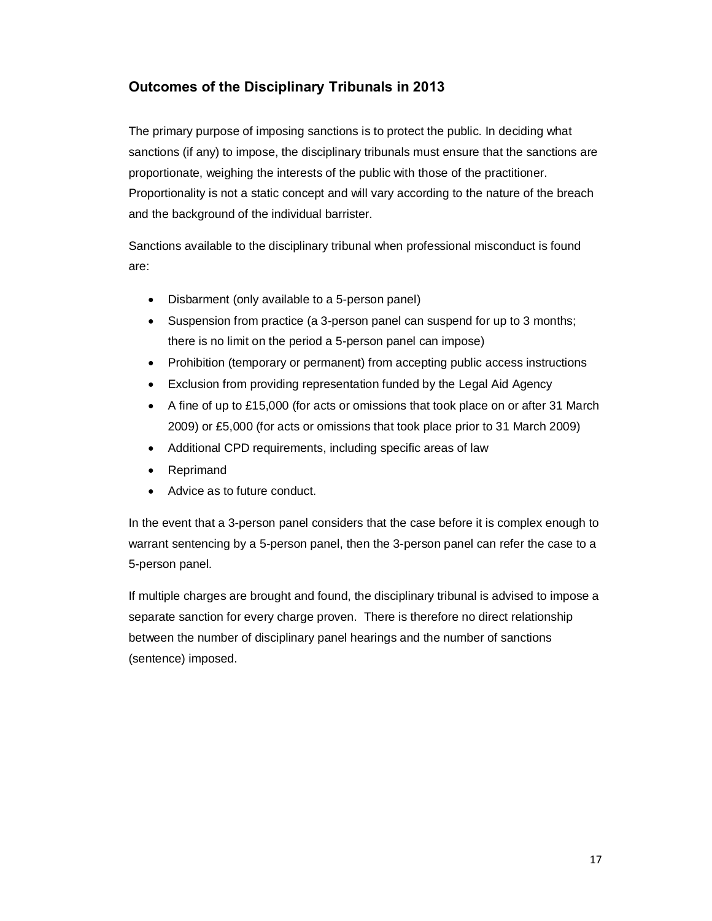## Outcomes of the Disciplinary Tribunals in 2013

The primary purpose of imposing sanctions is to protect the public. In deciding what sanctions (if any) to impose, the disciplinary tribunals must ensure that the sanctions are proportionate, weighing the interests of the public with those of the practitioner. Proportionality is not a static concept and will vary according to the nature of the breach and the background of the individual barrister.

Sanctions available to the disciplinary tribunal when professional misconduct is found are:

- Disbarment (only available to a 5-person panel)
- Suspension from practice (a 3-person panel can suspend for up to 3 months; there is no limit on the period a 5-person panel can impose)
- Prohibition (temporary or permanent) from accepting public access instructions
- Exclusion from providing representation funded by the Legal Aid Agency
- A fine of up to £15,000 (for acts or omissions that took place on or after 31 March 2009) or £5,000 (for acts or omissions that took place prior to 31 March 2009)
- Additional CPD requirements, including specific areas of law
- Reprimand
- Advice as to future conduct.

In the event that a 3-person panel considers that the case before it is complex enough to warrant sentencing by a 5-person panel, then the 3-person panel can refer the case to a 5-person panel.

If multiple charges are brought and found, the disciplinary tribunal is advised to impose a separate sanction for every charge proven. There is therefore no direct relationship between the number of disciplinary panel hearings and the number of sanctions (sentence) imposed.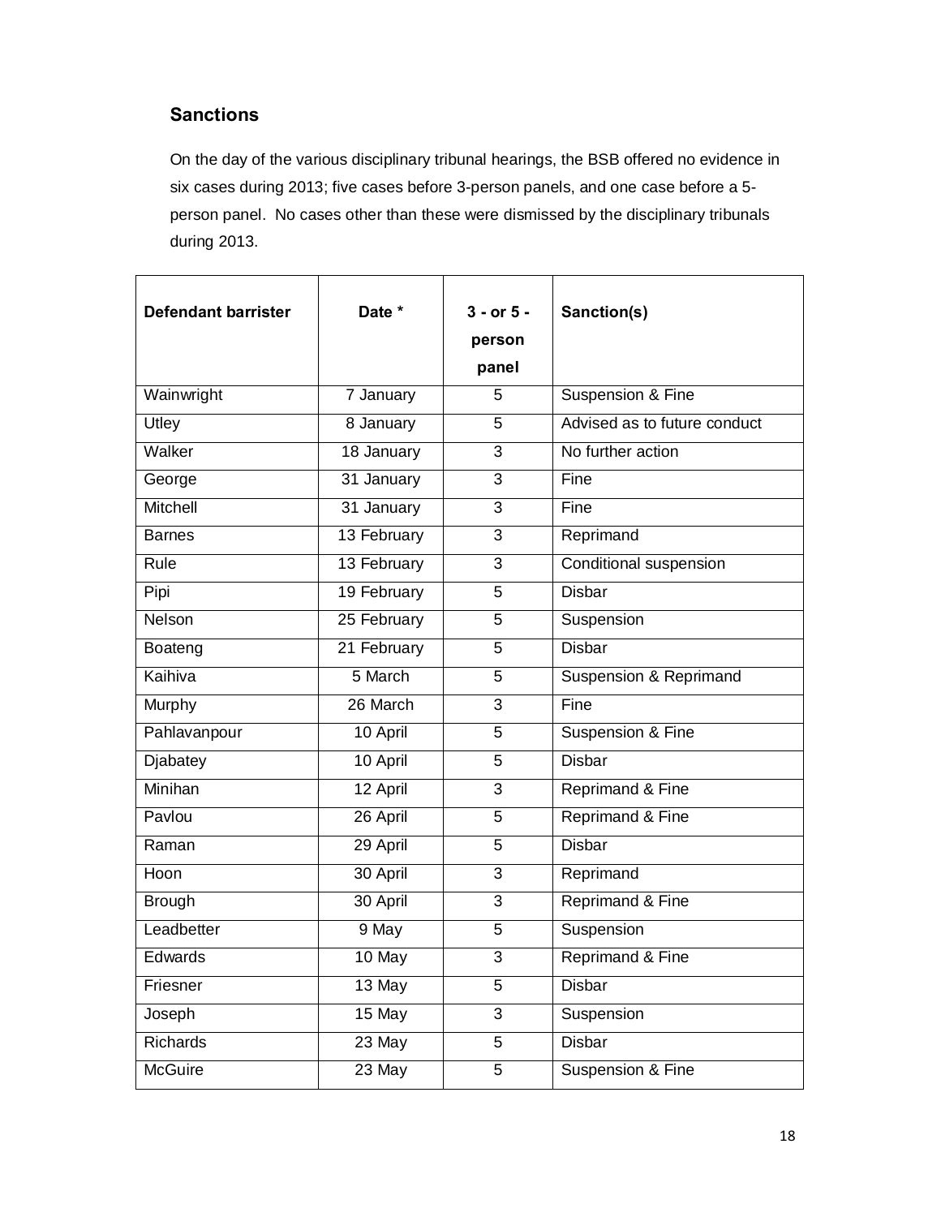## Sanctions

On the day of the various disciplinary tribunal hearings, the BSB offered no evidence in six cases during 2013; five cases before 3-person panels, and one case before a 5-person panel. No cases other than these were dismissed by the disciplinary tribunals during 2013.

| Defendant barrister | Date * | 3 - or 5 - person panel | Sanction(s) |
|---|---|---|---|
| Wainwright | 7 January | 5 | Suspension & Fine |
| Utley | 8 January | 5 | Advised as to future conduct |
| Walker | 18 January | 3 | No further action |
| George | 31 January | 3 | Fine |
| Mitchell | 31 January | 3 | Fine |
| Barnes | 13 February | 3 | Reprimand |
| Rule | 13 February | 3 | Conditional suspension |
| Pipi | 19 February | 5 | Disbar |
| Nelson | 25 February | 5 | Suspension |
| Boateng | 21 February | 5 | Disbar |
| Kaihiva | 5 March | 5 | Suspension & Reprimand |
| Murphy | 26 March | 3 | Fine |
| Pahlavanpour | 10 April | 5 | Suspension & Fine |
| Djabatey | 10 April | 5 | Disbar |
| Minihan | 12 April | 3 | Reprimand & Fine |
| Pavlou | 26 April | 5 | Reprimand & Fine |
| Raman | 29 April | 5 | Disbar |
| Hoon | 30 April | 3 | Reprimand |
| Brough | 30 April | 3 | Reprimand & Fine |
| Leadbetter | 9 May | 5 | Suspension |
| Edwards | 10 May | 3 | Reprimand & Fine |
| Friesner | 13 May | 5 | Disbar |
| Joseph | 15 May | 3 | Suspension |
| Richards | 23 May | 5 | Disbar |
| McGuire | 23 May | 5 | Suspension & Fine |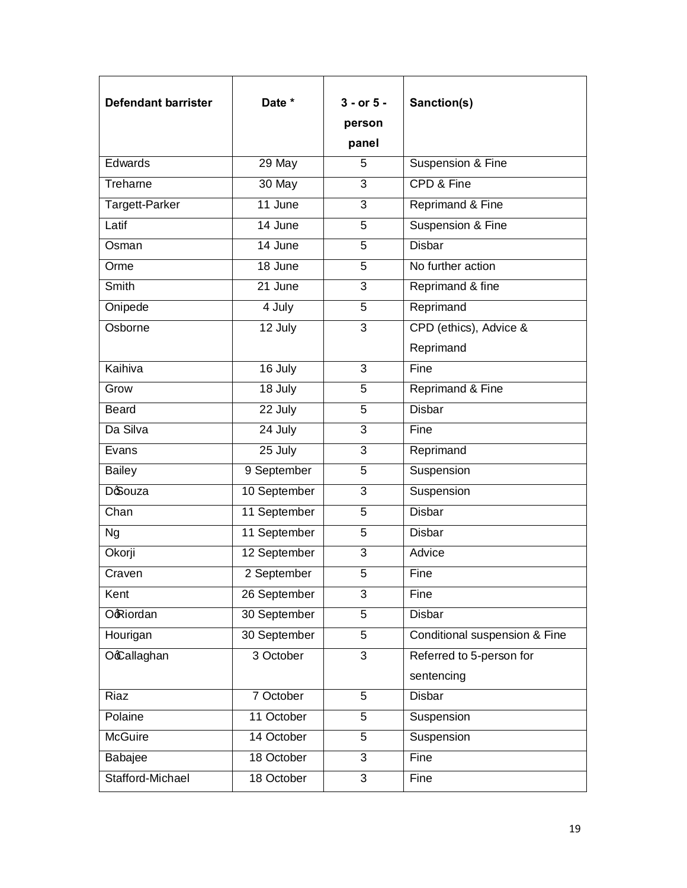| Defendant barrister | Date * | 3 - or 5 - person panel | Sanction(s) |
|---|---|---|---|
| Edwards | 29 May | 5 | Suspension & Fine |
| Treharne | 30 May | 3 | CPD & Fine |
| Targett-Parker | 11 June | 3 | Reprimand & Fine |
| Latif | 14 June | 5 | Suspension & Fine |
| Osman | 14 June | 5 | Disbar |
| Orme | 18 June | 5 | No further action |
| Smith | 21 June | 3 | Reprimand & fine |
| Onipede | 4 July | 5 | Reprimand |
| Osborne | 12 July | 3 | CPD (ethics), Advice & Reprimand |
| Kaihiva | 16 July | 3 | Fine |
| Grow | 18 July | 5 | Reprimand & Fine |
| Beard | 22 July | 5 | Disbar |
| Da Silva | 24 July | 3 | Fine |
| Evans | 25 July | 3 | Reprimand |
| Bailey | 9 September | 5 | Suspension |
| D'Souza | 10 September | 3 | Suspension |
| Chan | 11 September | 5 | Disbar |
| Ng | 11 September | 5 | Disbar |
| Okorji | 12 September | 3 | Advice |
| Craven | 2 September | 5 | Fine |
| Kent | 26 September | 3 | Fine |
| O'Riordan | 30 September | 5 | Disbar |
| Hourigan | 30 September | 5 | Conditional suspension & Fine |
| O'Callaghan | 3 October | 3 | Referred to 5-person for sentencing |
| Riaz | 7 October | 5 | Disbar |
| Polaine | 11 October | 5 | Suspension |
| McGuire | 14 October | 5 | Suspension |
| Babajee | 18 October | 3 | Fine |
| Stafford-Michael | 18 October | 3 | Fine |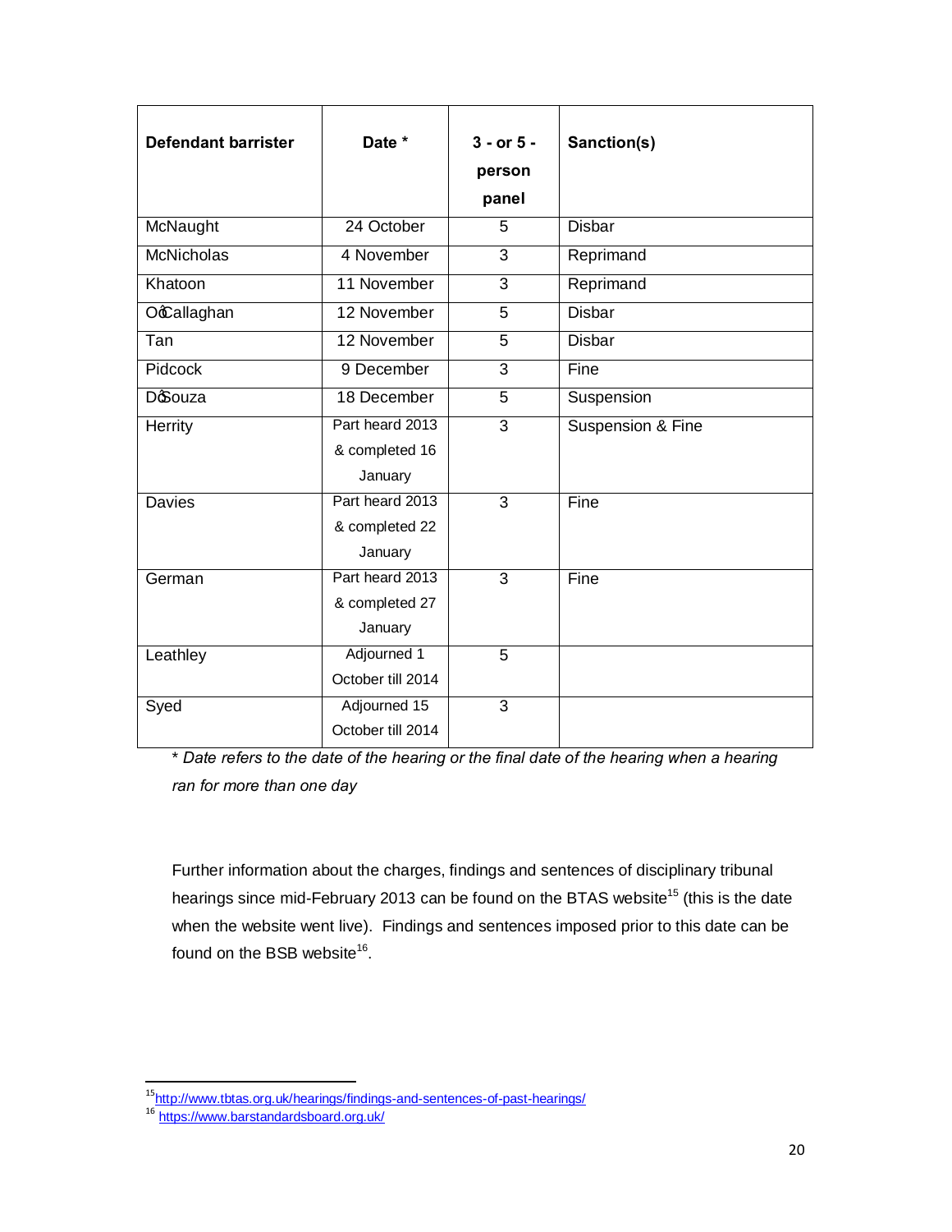| Defendant barrister | Date * | 3 - or 5 - person panel | Sanction(s) |
|---|---|---|---|
| McNaught | 24 October | 5 | Disbar |
| McNicholas | 4 November | 3 | Reprimand |
| Khatoon | 11 November | 3 | Reprimand |
| O�Callaghan | 12 November | 5 | Disbar |
| Tan | 12 November | 5 | Disbar |
| Pidcock | 9 December | 3 | Fine |
| D�Souza | 18 December | 5 | Suspension |
| Herrity | Part heard 2013 & completed 16 January | 3 | Suspension & Fine |
| Davies | Part heard 2013 & completed 22 January | 3 | Fine |
| German | Part heard 2013 & completed 27 January | 3 | Fine |
| Leathley | Adjourned 1 October till 2014 | 5 | |
| Syed | Adjourned 15 October till 2014 | 3 | |

* *Date refers to the date of the hearing or the final date of the hearing when a hearing ran for more than one day*

Further information about the charges, findings and sentences of disciplinary tribunal hearings since mid-February 2013 can be found on the BTAS website[15] (this is the date when the website went live). Findings and sentences imposed prior to this date can be found on the BSB website[16].

---

[15] http://www.tbtas.org.uk/hearings/findings-and-sentences-of-past-hearings/

[16] https://www.barstandardsboard.org.uk/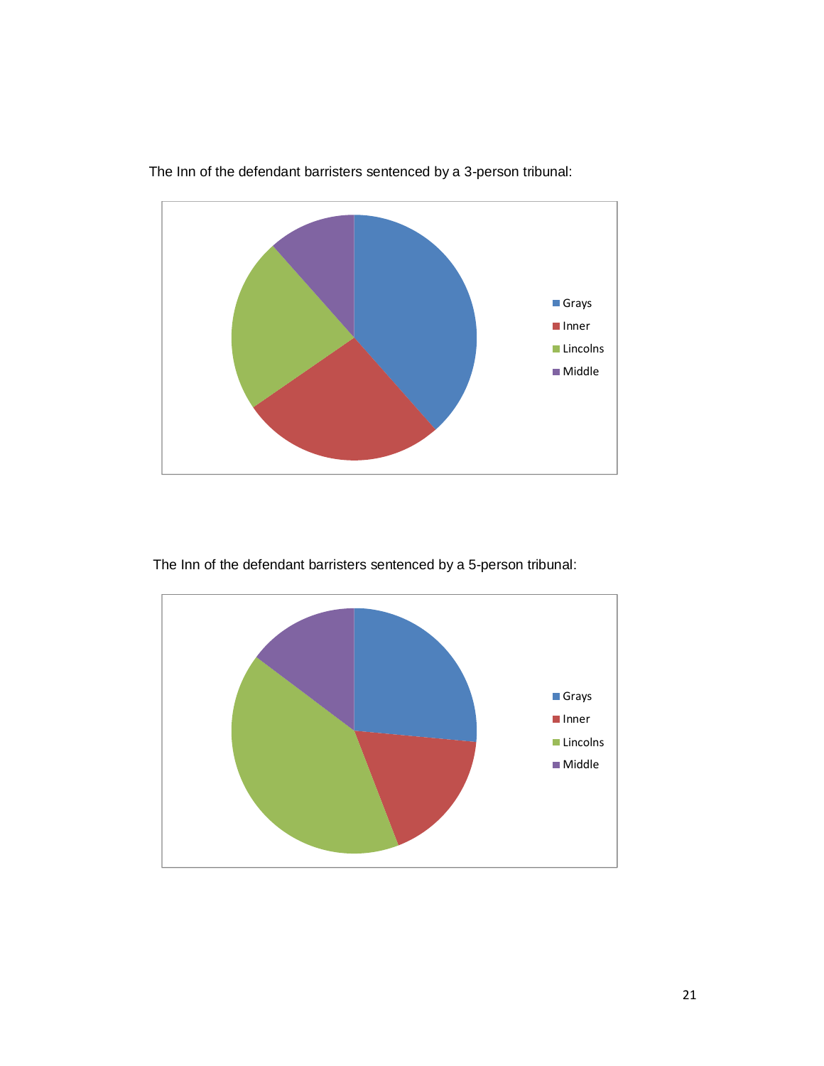The Inn of the defendant barristers sentenced by a 3-person tribunal:

Grays
Inner
Lincolns
Middle

The Inn of the defendant barristers sentenced by a 5-person tribunal:

Grays
Inner
Lincolns
Middle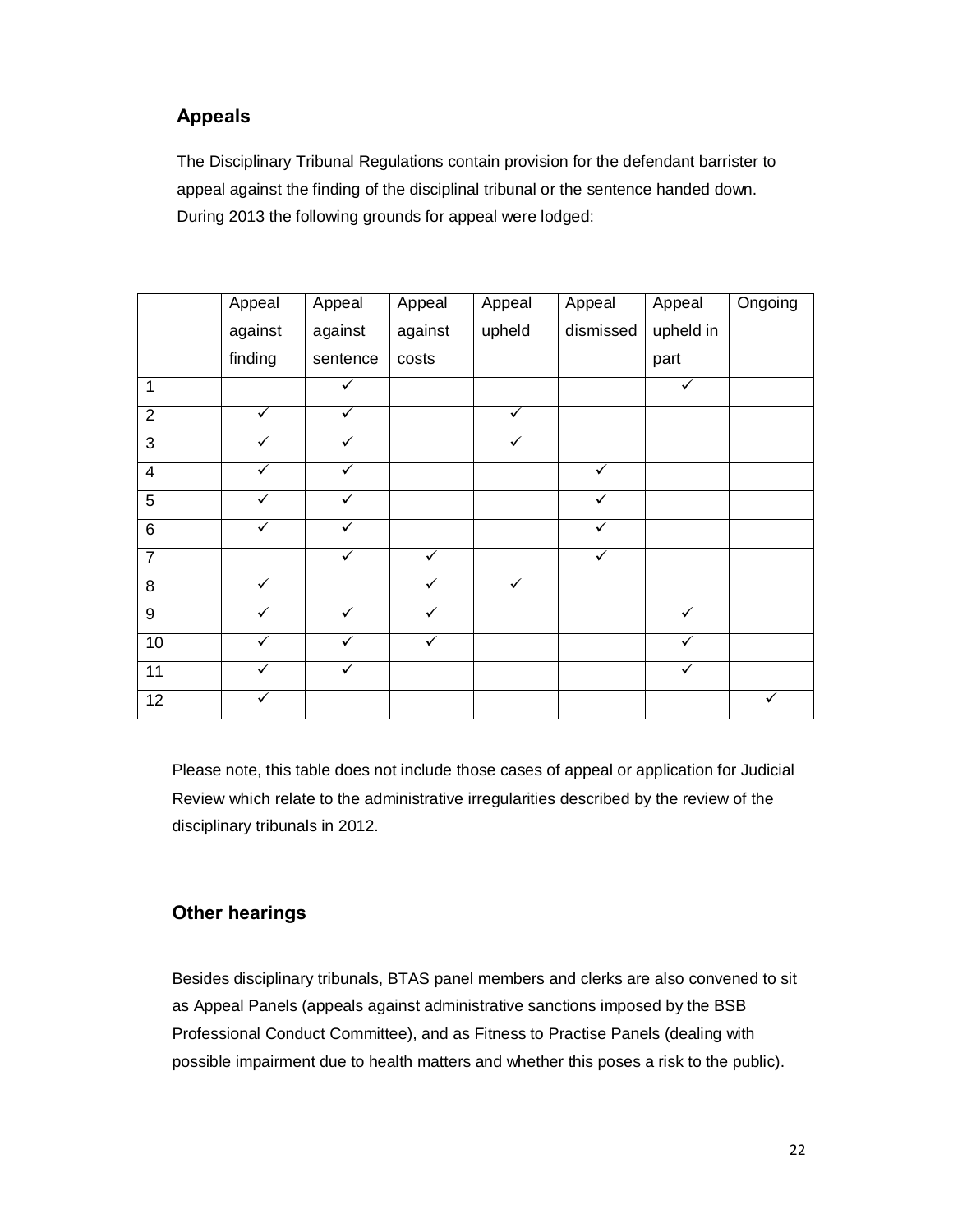## Appeals

The Disciplinary Tribunal Regulations contain provision for the defendant barrister to appeal against the finding of the disciplinal tribunal or the sentence handed down. During 2013 the following grounds for appeal were lodged:

| | Appeal against finding | Appeal against sentence | Appeal against costs | Appeal upheld | Appeal dismissed | Appeal upheld in part | Ongoing |
|---|---|---|---|---|---|---|---|
| 1 | | ✓ | | | | ✓ | |
| 2 | ✓ | ✓ | | ✓ | | | |
| 3 | ✓ | ✓ | | ✓ | | | |
| 4 | ✓ | ✓ | | | ✓ | | |
| 5 | ✓ | ✓ | | | ✓ | | |
| 6 | ✓ | ✓ | | | ✓ | | |
| 7 | | ✓ | ✓ | | ✓ | | |
| 8 | ✓ | | ✓ | ✓ | | | |
| 9 | ✓ | ✓ | ✓ | | | ✓ | |
| 10 | ✓ | ✓ | ✓ | | | ✓ | |
| 11 | ✓ | ✓ | | | | ✓ | |
| 12 | ✓ | | | | | | ✓ |

Please note, this table does not include those cases of appeal or application for Judicial Review which relate to the administrative irregularities described by the review of the disciplinary tribunals in 2012.

## Other hearings

Besides disciplinary tribunals, BTAS panel members and clerks are also convened to sit as Appeal Panels (appeals against administrative sanctions imposed by the BSB Professional Conduct Committee), and as Fitness to Practise Panels (dealing with possible impairment due to health matters and whether this poses a risk to the public).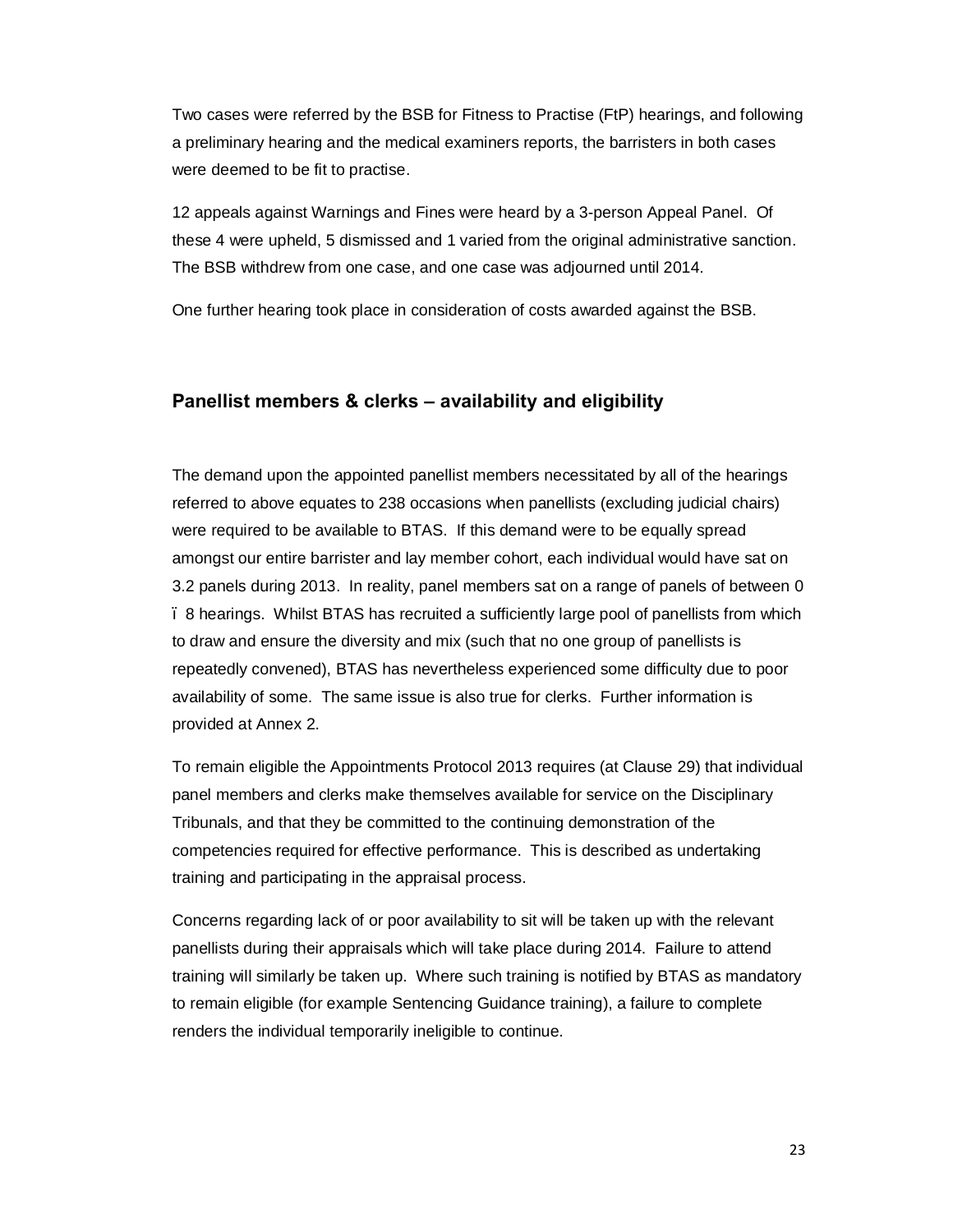Two cases were referred by the BSB for Fitness to Practise (FtP) hearings, and following a preliminary hearing and the medical examiners reports, the barristers in both cases were deemed to be fit to practise.

12 appeals against Warnings and Fines were heard by a 3-person Appeal Panel. Of these 4 were upheld, 5 dismissed and 1 varied from the original administrative sanction. The BSB withdrew from one case, and one case was adjourned until 2014.

One further hearing took place in consideration of costs awarded against the BSB.

## Panellist members & clerks – availability and eligibility

The demand upon the appointed panellist members necessitated by all of the hearings referred to above equates to 238 occasions when panellists (excluding judicial chairs) were required to be available to BTAS. If this demand were to be equally spread amongst our entire barrister and lay member cohort, each individual would have sat on 3.2 panels during 2013. In reality, panel members sat on a range of panels of between 0 ï 8 hearings. Whilst BTAS has recruited a sufficiently large pool of panellists from which to draw and ensure the diversity and mix (such that no one group of panellists is repeatedly convened), BTAS has nevertheless experienced some difficulty due to poor availability of some. The same issue is also true for clerks. Further information is provided at Annex 2.

To remain eligible the Appointments Protocol 2013 requires (at Clause 29) that individual panel members and clerks make themselves available for service on the Disciplinary Tribunals, and that they be committed to the continuing demonstration of the competencies required for effective performance. This is described as undertaking training and participating in the appraisal process.

Concerns regarding lack of or poor availability to sit will be taken up with the relevant panellists during their appraisals which will take place during 2014. Failure to attend training will similarly be taken up. Where such training is notified by BTAS as mandatory to remain eligible (for example Sentencing Guidance training), a failure to complete renders the individual temporarily ineligible to continue.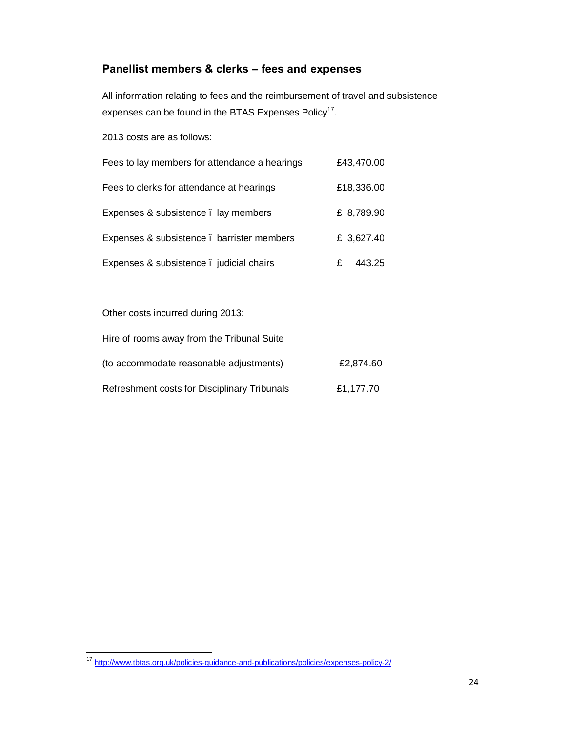## Panellist members & clerks – fees and expenses

All information relating to fees and the reimbursement of travel and subsistence expenses can be found in the BTAS Expenses Policy[17].

2013 costs are as follows:

| | |
|---|---|
| Fees to lay members for attendance a hearings | £43,470.00 |
| Fees to clerks for attendance at hearings | £18,336.00 |
| Expenses & subsistence – lay members | £ 8,789.90 |
| Expenses & subsistence – barrister members | £ 3,627.40 |
| Expenses & subsistence – judicial chairs | £ 443.25 |

Other costs incurred during 2013:

| | |
|---|---|
| Hire of rooms away from the Tribunal Suite (to accommodate reasonable adjustments) | £2,874.60 |
| Refreshment costs for Disciplinary Tribunals | £1,177.70 |

[17] http://www.tbtas.org.uk/policies-guidance-and-publications/policies/expenses-policy-2/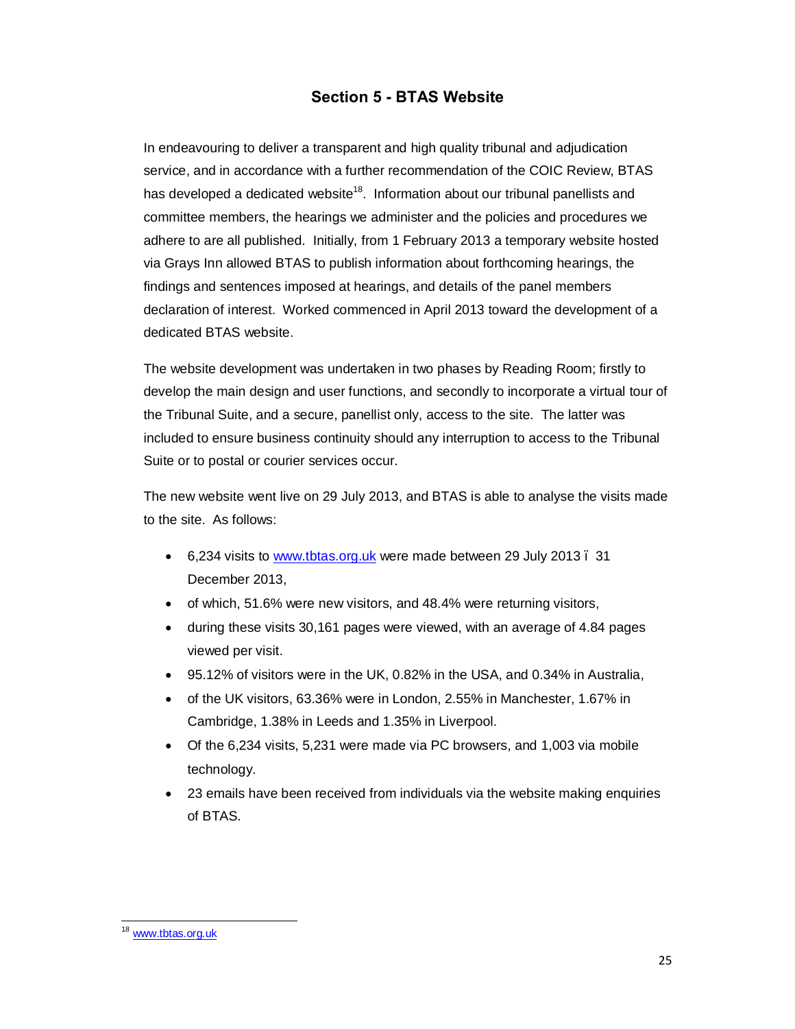## Section 5 - BTAS Website

In endeavouring to deliver a transparent and high quality tribunal and adjudication service, and in accordance with a further recommendation of the COIC Review, BTAS has developed a dedicated website[18]. Information about our tribunal panellists and committee members, the hearings we administer and the policies and procedures we adhere to are all published. Initially, from 1 February 2013 a temporary website hosted via Grays Inn allowed BTAS to publish information about forthcoming hearings, the findings and sentences imposed at hearings, and details of the panel members declaration of interest. Worked commenced in April 2013 toward the development of a dedicated BTAS website.

The website development was undertaken in two phases by Reading Room; firstly to develop the main design and user functions, and secondly to incorporate a virtual tour of the Tribunal Suite, and a secure, panellist only, access to the site. The latter was included to ensure business continuity should any interruption to access to the Tribunal Suite or to postal or courier services occur.

The new website went live on 29 July 2013, and BTAS is able to analyse the visits made to the site. As follows:

- 6,234 visits to www.tbtas.org.uk were made between 29 July 2013 – 31 December 2013,
- of which, 51.6% were new visitors, and 48.4% were returning visitors,
- during these visits 30,161 pages were viewed, with an average of 4.84 pages viewed per visit.
- 95.12% of visitors were in the UK, 0.82% in the USA, and 0.34% in Australia,
- of the UK visitors, 63.36% were in London, 2.55% in Manchester, 1.67% in Cambridge, 1.38% in Leeds and 1.35% in Liverpool.
- Of the 6,234 visits, 5,231 were made via PC browsers, and 1,003 via mobile technology.
- 23 emails have been received from individuals via the website making enquiries of BTAS.

[18] www.tbtas.org.uk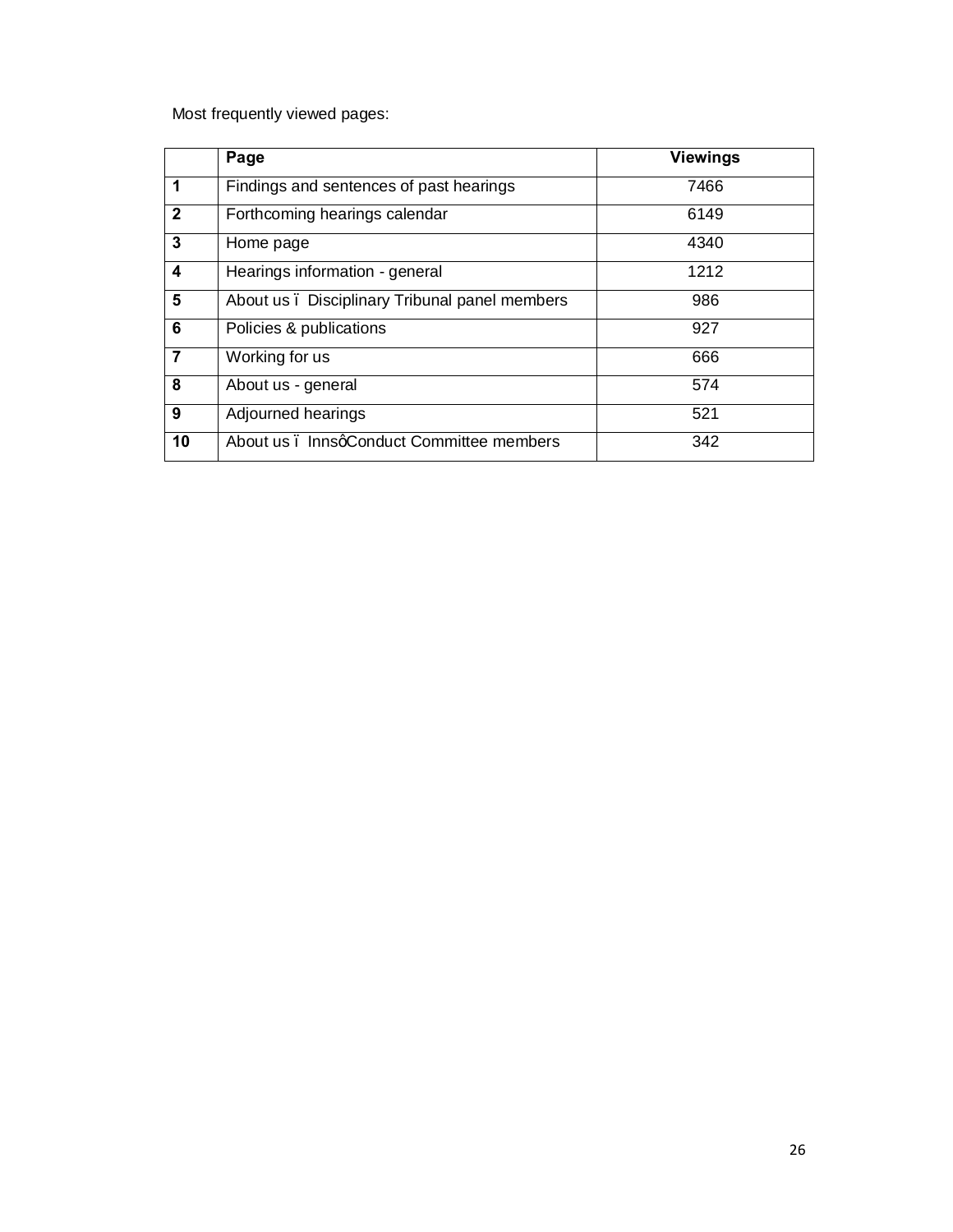Most frequently viewed pages:

| | Page | Viewings |
|---|---|---|
| **1** | Findings and sentences of past hearings | 7466 |
| **2** | Forthcoming hearings calendar | 6149 |
| **3** | Home page | 4340 |
| **4** | Hearings information - general | 1212 |
| **5** | About us ï Disciplinary Tribunal panel members | 986 |
| **6** | Policies & publications | 927 |
| **7** | Working for us | 666 |
| **8** | About us - general | 574 |
| **9** | Adjourned hearings | 521 |
| **10** | About us ï InnsôConduct Committee members | 342 |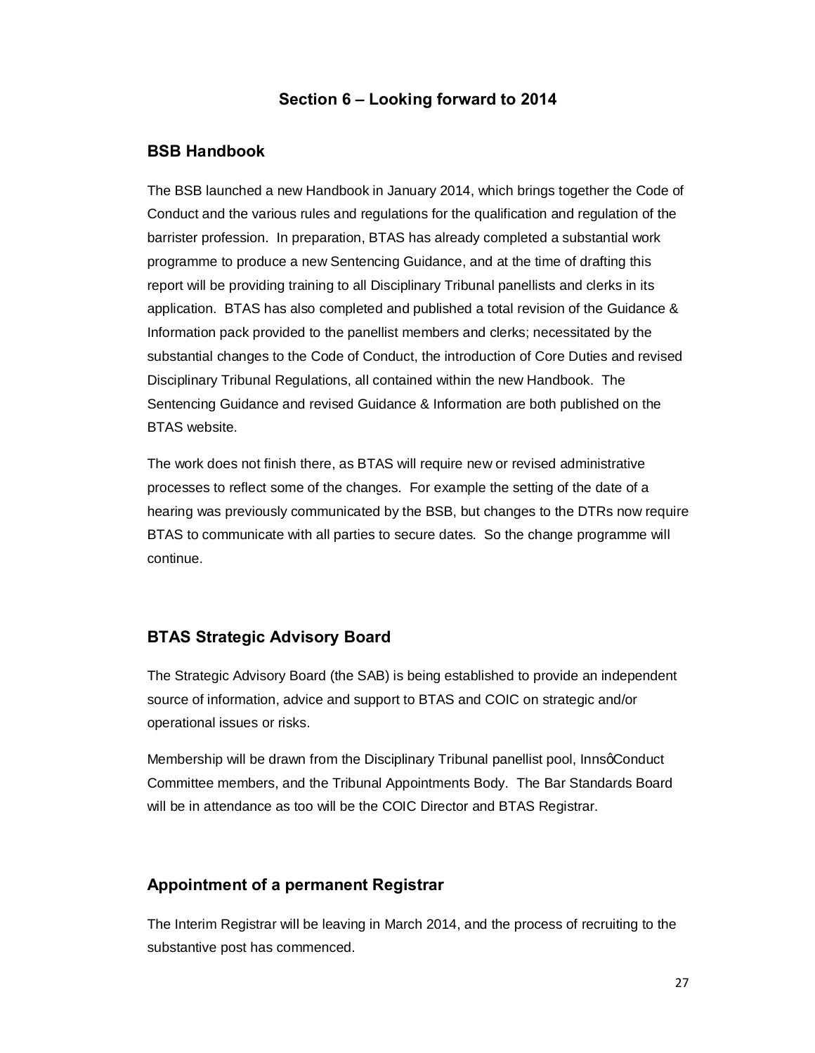## Section 6 – Looking forward to 2014

### BSB Handbook

The BSB launched a new Handbook in January 2014, which brings together the Code of Conduct and the various rules and regulations for the qualification and regulation of the barrister profession. In preparation, BTAS has already completed a substantial work programme to produce a new Sentencing Guidance, and at the time of drafting this report will be providing training to all Disciplinary Tribunal panellists and clerks in its application. BTAS has also completed and published a total revision of the Guidance & Information pack provided to the panellist members and clerks; necessitated by the substantial changes to the Code of Conduct, the introduction of Core Duties and revised Disciplinary Tribunal Regulations, all contained within the new Handbook. The Sentencing Guidance and revised Guidance & Information are both published on the BTAS website.

The work does not finish there, as BTAS will require new or revised administrative processes to reflect some of the changes. For example the setting of the date of a hearing was previously communicated by the BSB, but changes to the DTRs now require BTAS to communicate with all parties to secure dates. So the change programme will continue.

### BTAS Strategic Advisory Board

The Strategic Advisory Board (the SAB) is being established to provide an independent source of information, advice and support to BTAS and COIC on strategic and/or operational issues or risks.

Membership will be drawn from the Disciplinary Tribunal panellist pool, InnsǫConduct Committee members, and the Tribunal Appointments Body. The Bar Standards Board will be in attendance as too will be the COIC Director and BTAS Registrar.

### Appointment of a permanent Registrar

The Interim Registrar will be leaving in March 2014, and the process of recruiting to the substantive post has commenced.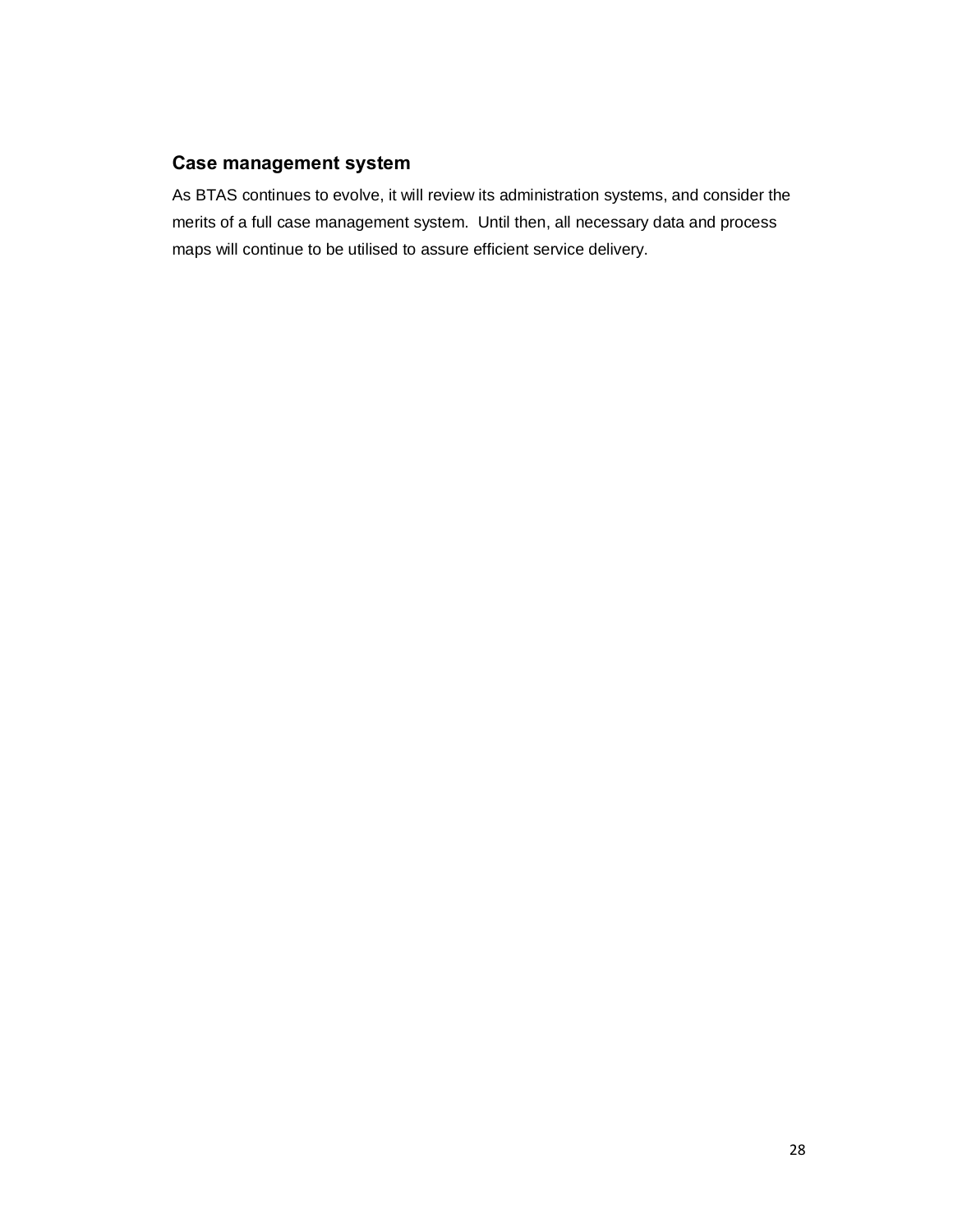### Case management system

As BTAS continues to evolve, it will review its administration systems, and consider the merits of a full case management system. Until then, all necessary data and process maps will continue to be utilised to assure efficient service delivery.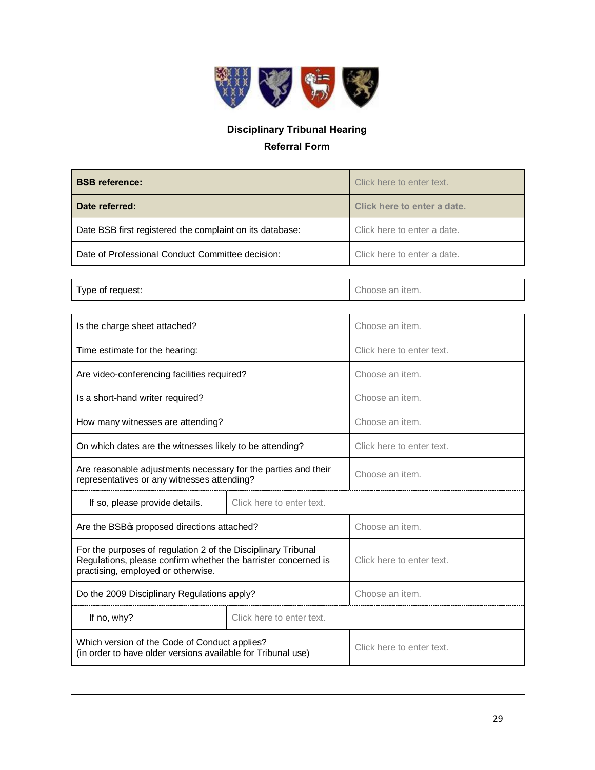**Disciplinary Tribunal Hearing**

**Referral Form**

| | |
|---|---|
| **BSB reference:** | Click here to enter text. |
| **Date referred:** | **Click here to enter a date.** |
| Date BSB first registered the complaint on its database: | Click here to enter a date. |
| Date of Professional Conduct Committee decision: | Click here to enter a date. |

| | |
|---|---|
| Type of request: | Choose an item. |

| | |
|---|---|
| Is the charge sheet attached? | Choose an item. |
| Time estimate for the hearing: | Click here to enter text. |
| Are video-conferencing facilities required? | Choose an item. |
| Is a short-hand writer required? | Choose an item. |
| How many witnesses are attending? | Choose an item. |
| On which dates are the witnesses likely to be attending? | Click here to enter text. |
| Are reasonable adjustments necessary for the parties and their representatives or any witnesses attending? | Choose an item. |
| If so, please provide details. | Click here to enter text. |
| Are the BSB's proposed directions attached? | Choose an item. |
| For the purposes of regulation 2 of the Disciplinary Tribunal Regulations, please confirm whether the barrister concerned is practising, employed or otherwise. | Click here to enter text. |
| Do the 2009 Disciplinary Regulations apply? | Choose an item. |
| If no, why? | Click here to enter text. |
| Which version of the Code of Conduct applies? (in order to have older versions available for Tribunal use) | Click here to enter text. |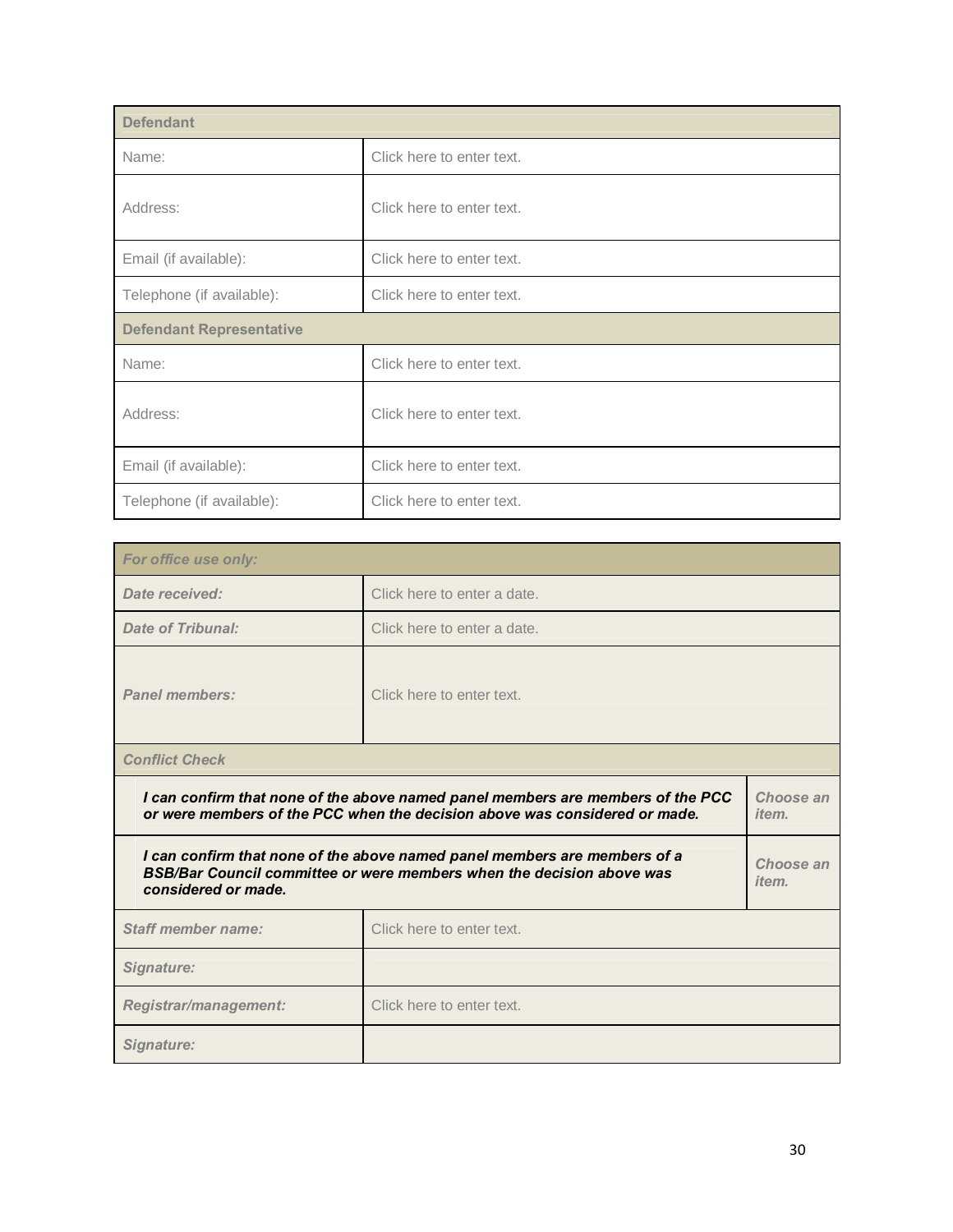| Defendant | |
|---|---|
| Name: | Click here to enter text. |
| Address: | Click here to enter text. |
| Email (if available): | Click here to enter text. |
| Telephone (if available): | Click here to enter text. |
| **Defendant Representative** | |
| Name: | Click here to enter text. |
| Address: | Click here to enter text. |
| Email (if available): | Click here to enter text. |
| Telephone (if available): | Click here to enter text. |

| *For office use only:* | | |
|---|---|---|
| *Date received:* | Click here to enter a date. | |
| *Date of Tribunal:* | Click here to enter a date. | |
| *Panel members:* | Click here to enter text. | |
| ***Conflict Check*** | | |
| ***I can confirm that none of the above named panel members are members of the PCC or were members of the PCC when the decision above was considered or made.*** | | *Choose an item.* |
| ***I can confirm that none of the above named panel members are members of a BSB/Bar Council committee or were members when the decision above was considered or made.*** | | *Choose an item.* |
| *Staff member name:* | Click here to enter text. | |
| *Signature:* | | |
| *Registrar/management:* | Click here to enter text. | |
| *Signature:* | | |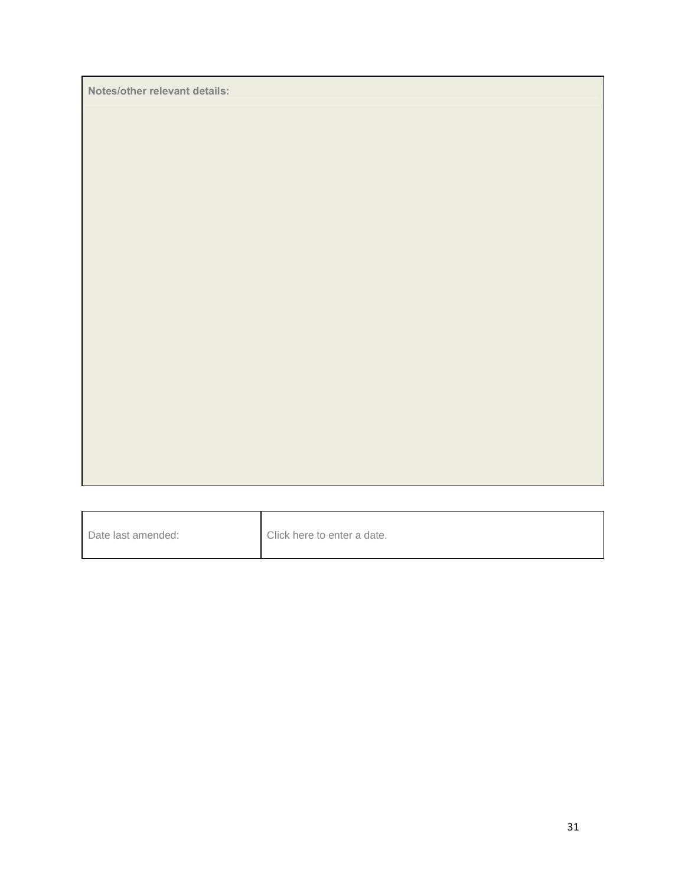| Notes/other relevant details: |
| --- |
| |

| Date last amended: | Click here to enter a date. |
| --- | --- |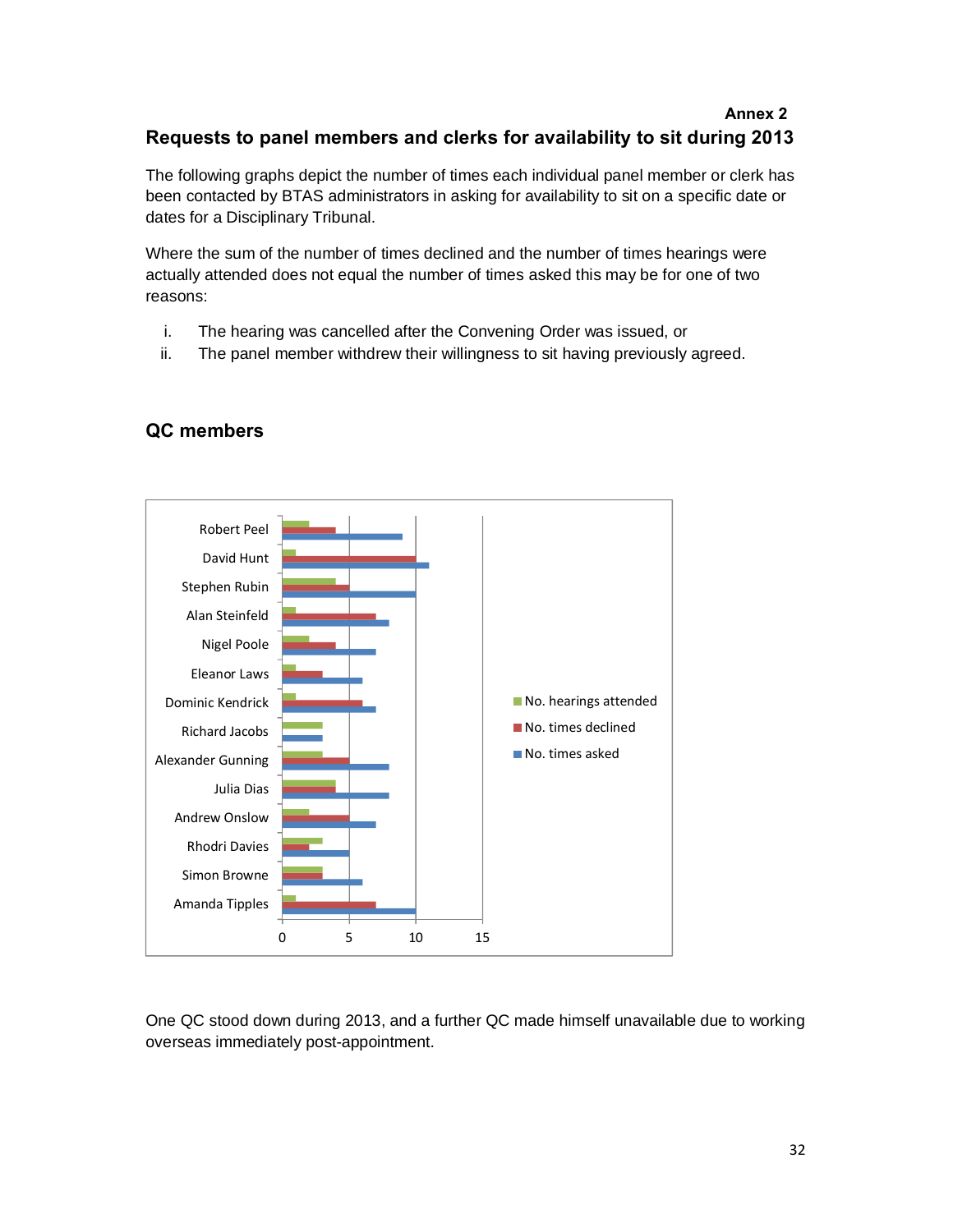**Annex 2**

## Requests to panel members and clerks for availability to sit during 2013

The following graphs depict the number of times each individual panel member or clerk has been contacted by BTAS administrators in asking for availability to sit on a specific date or dates for a Disciplinary Tribunal.

Where the sum of the number of times declined and the number of times hearings were actually attended does not equal the number of times asked this may be for one of two reasons:

i. The hearing was cancelled after the Convening Order was issued, or
ii. The panel member withdrew their willingness to sit having previously agreed.

### QC members

| | No. hearings attended | No. times declined | No. times asked |
|---|---|---|---|
| Robert Peel | 2 | 4 | 9 |
| David Hunt | 1 | 10 | 11 |
| Stephen Rubin | 4 | 5 | 10 |
| Alan Steinfeld | 1 | 7 | 8 |
| Nigel Poole | 2 | 4 | 7 |
| Eleanor Laws | 1 | 3 | 6 |
| Dominic Kendrick | 1 | 6 | 7 |
| Richard Jacobs | 3 | 0 | 3 |
| Alexander Gunning | 3 | 5 | 8 |
| Julia Dias | 4 | 4 | 8 |
| Andrew Onslow | 2 | 5 | 7 |
| Rhodri Davies | 3 | 2 | 5 |
| Simon Browne | 3 | 3 | 6 |
| Amanda Tipples | 1 | 7 | 10 |

One QC stood down during 2013, and a further QC made himself unavailable due to working overseas immediately post-appointment.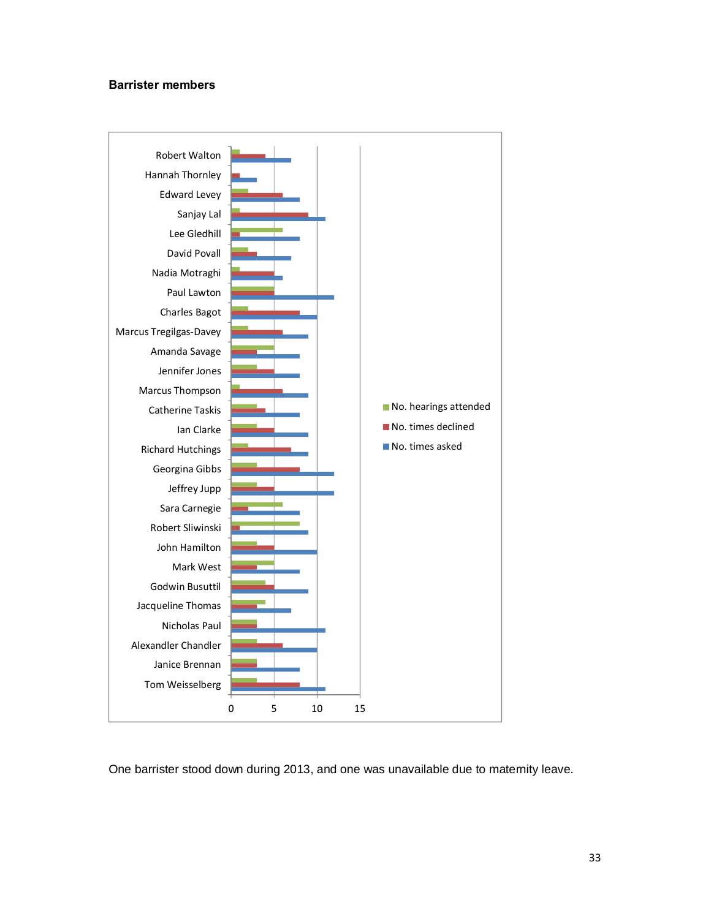## Barrister members

| Barrister | No. hearings attended | No. times declined | No. times asked |
|---|---|---|---|
| Robert Walton | 1 | 4 | 7 |
| Hannah Thornley | 0 | 1 | 3 |
| Edward Levey | 2 | 6 | 8 |
| Sanjay Lal | 1 | 9 | 11 |
| Lee Gledhill | 6 | 1 | 8 |
| David Povall | 2 | 3 | 7 |
| Nadia Motraghi | 1 | 5 | 6 |
| Paul Lawton | 5 | 5 | 12 |
| Charles Bagot | 2 | 8 | 10 |
| Marcus Tregilgas-Davey | 2 | 6 | 9 |
| Amanda Savage | 5 | 3 | 8 |
| Jennifer Jones | 3 | 5 | 8 |
| Marcus Thompson | 1 | 6 | 9 |
| Catherine Taskis | 3 | 4 | 8 |
| Ian Clarke | 3 | 5 | 9 |
| Richard Hutchings | 2 | 7 | 9 |
| Georgina Gibbs | 3 | 8 | 12 |
| Jeffrey Jupp | 3 | 5 | 12 |
| Sara Carnegie | 6 | 2 | 8 |
| Robert Sliwinski | 8 | 1 | 9 |
| John Hamilton | 3 | 5 | 10 |
| Mark West | 5 | 3 | 8 |
| Godwin Busuttil | 4 | 5 | 9 |
| Jacqueline Thomas | 4 | 3 | 7 |
| Nicholas Paul | 3 | 3 | 11 |
| Alexandler Chandler | 3 | 6 | 10 |
| Janice Brennan | 3 | 3 | 8 |
| Tom Weisselberg | 3 | 8 | 11 |

One barrister stood down during 2013, and one was unavailable due to maternity leave.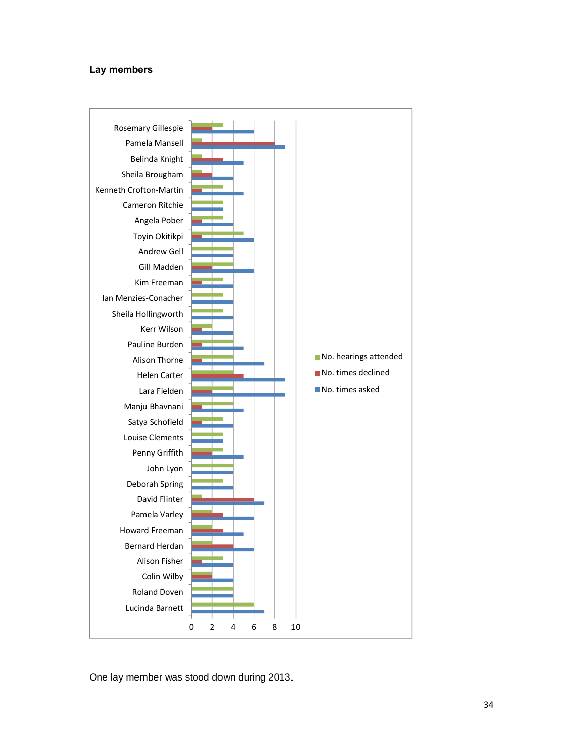**Lay members**

| Name | No. hearings attended | No. times declined | No. times asked |
|---|---|---|---|
| Rosemary Gillespie | 3 | 2 | 6 |
| Pamela Mansell | 1 | 8 | 9 |
| Belinda Knight | 1 | 3 | 5 |
| Sheila Brougham | 1 | 2 | 4 |
| Kenneth Crofton-Martin | 3 | 1 | 5 |
| Cameron Ritchie | 3 | 0 | 3 |
| Angela Pober | 3 | 1 | 4 |
| Toyin Okitikpi | 5 | 1 | 6 |
| Andrew Gell | 4 | 0 | 4 |
| Gill Madden | 4 | 2 | 6 |
| Kim Freeman | 3 | 1 | 4 |
| Ian Menzies-Conacher | 3 | 0 | 4 |
| Sheila Hollingworth | 3 | 0 | 4 |
| Kerr Wilson | 2 | 1 | 4 |
| Pauline Burden | 4 | 1 | 5 |
| Alison Thorne | 4 | 1 | 7 |
| Helen Carter | 4 | 5 | 9 |
| Lara Fielden | 4 | 2 | 9 |
| Manju Bhavnani | 4 | 1 | 5 |
| Satya Schofield | 3 | 1 | 4 |
| Louise Clements | 3 | 0 | 3 |
| Penny Griffith | 3 | 2 | 5 |
| John Lyon | 4 | 0 | 4 |
| Deborah Spring | 3 | 0 | 4 |
| David Flinter | 1 | 6 | 7 |
| Pamela Varley | 2 | 3 | 6 |
| Howard Freeman | 2 | 3 | 5 |
| Bernard Herdan | 2 | 4 | 6 |
| Alison Fisher | 3 | 1 | 4 |
| Colin Wilby | 2 | 2 | 4 |
| Roland Doven | 4 | 0 | 4 |
| Lucinda Barnett | 6 | 0 | 7 |

One lay member was stood down during 2013.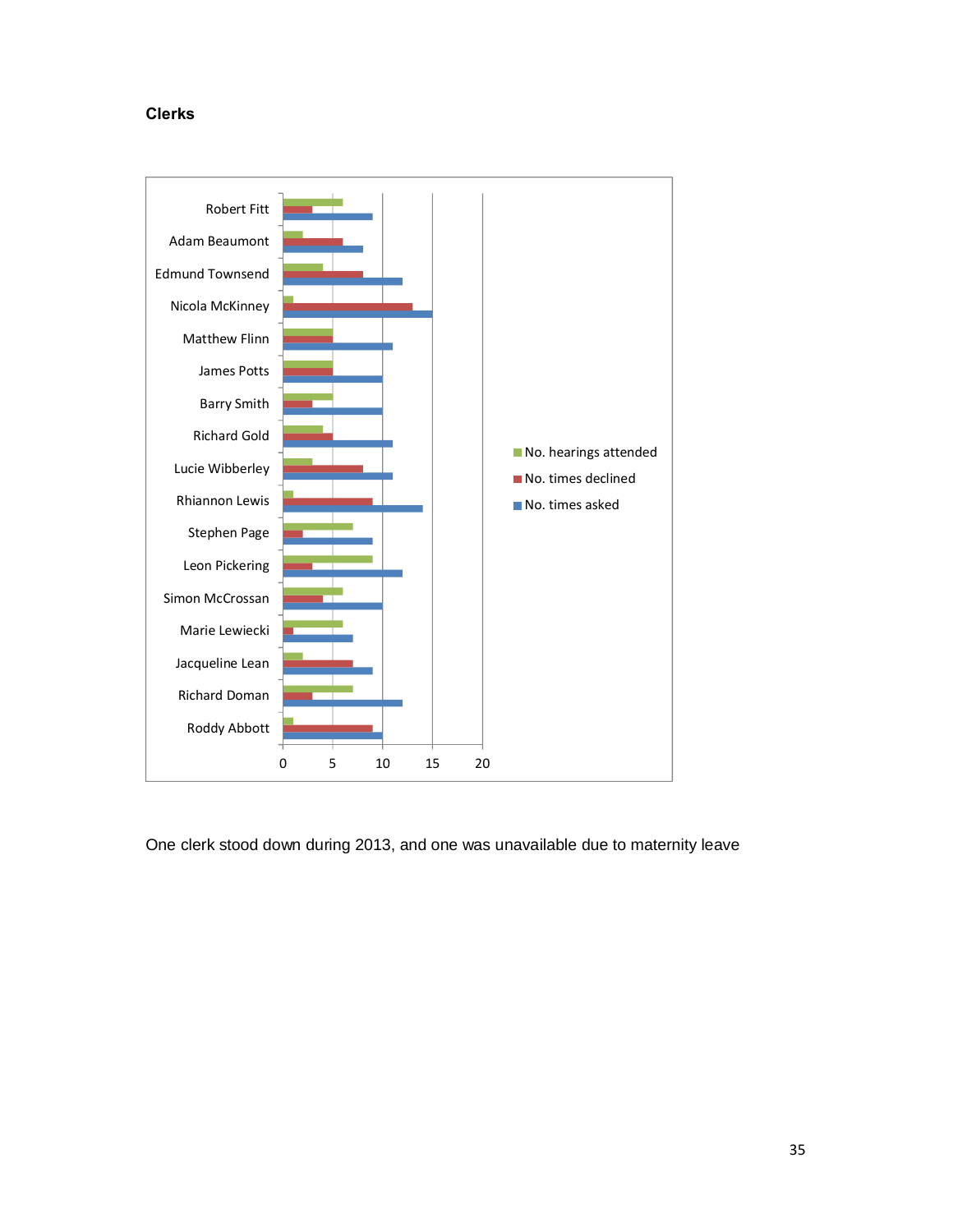### Clerks

Robert Fitt
Adam Beaumont
Edmund Townsend
Nicola McKinney
Matthew Flinn
James Potts
Barry Smith
Richard Gold
Lucie Wibberley
Rhiannon Lewis
Stephen Page
Leon Pickering
Simon McCrossan
Marie Lewiecki
Jacqueline Lean
Richard Doman
Roddy Abbott

0 5 10 15 20

No. hearings attended
No. times declined
No. times asked

One clerk stood down during 2013, and one was unavailable due to maternity leave